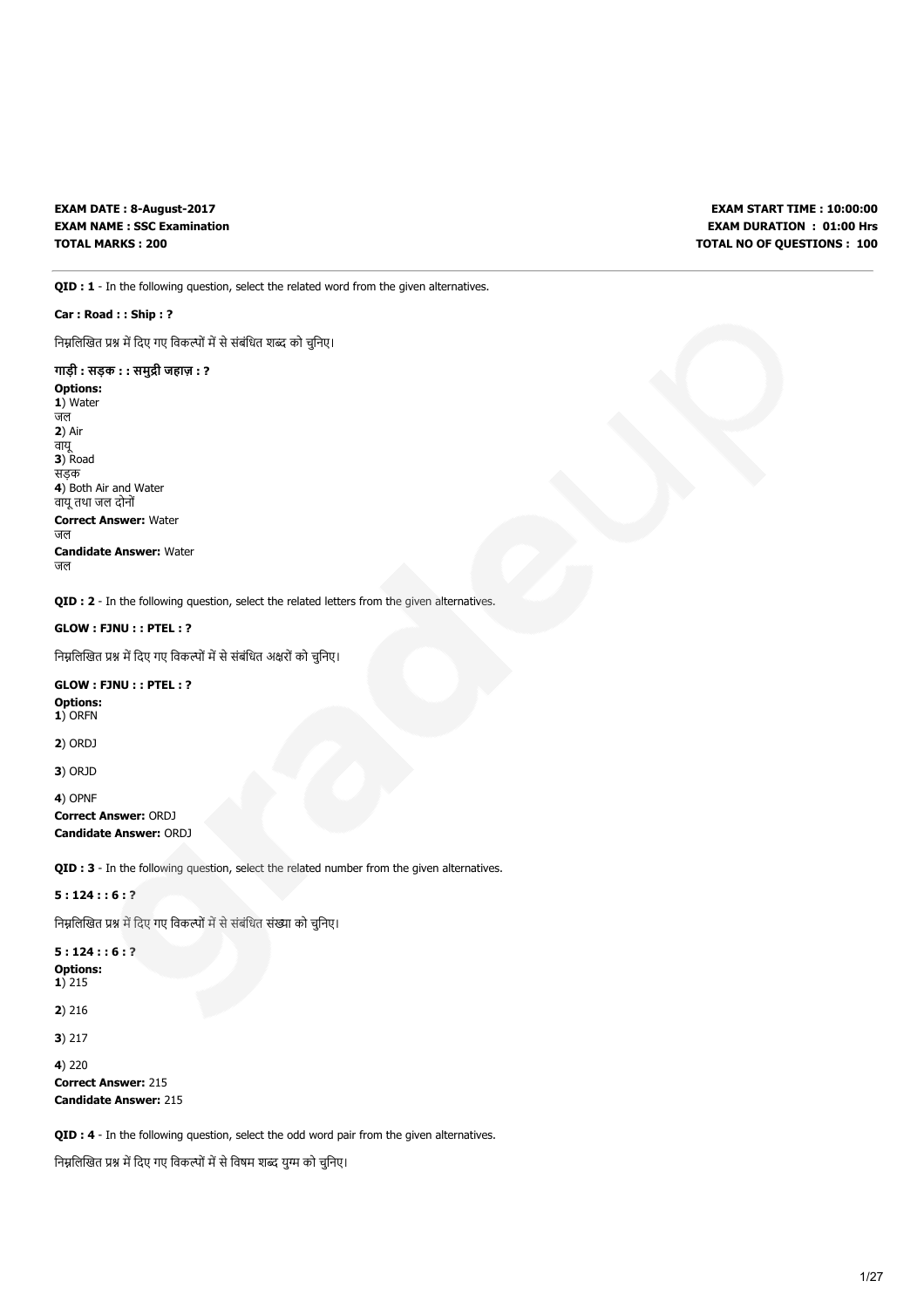**EXAM DATE : 8-August-2017**
**EXAM NAME : SSC Examination**
**TOTAL MARKS : 200**

**EXAM START TIME : 10:00:00**
**EXAM DURATION : 01:00 Hrs**
**TOTAL NO OF QUESTIONS : 100**

---

**QID : 1** - In the following question, select the related word from the given alternatives.

**Car : Road : : Ship : ?**

निम्नलिखित प्रश्न में दिए गए विकल्पों में से संबंधित शब्द को चुनिए।

**गाड़ी : सड़क : : समुद्री जहाज़ : ?**

**Options:**
**1**) Water
जल
**2**) Air
वायू
**3**) Road
सड़क
**4**) Both Air and Water
वायू तथा जल दोनों

**Correct Answer:** Water
जल
**Candidate Answer:** Water
जल

**QID : 2** - In the following question, select the related letters from the given alternatives.

**GLOW : FJNU : : PTEL : ?**

निम्नलिखित प्रश्न में दिए गए विकल्पों में से संबंधित अक्षरों को चुनिए।

**GLOW : FJNU : : PTEL : ?**

**Options:**
**1**) ORFN

**2**) ORDJ

**3**) ORJD

**4**) OPNF

**Correct Answer:** ORDJ
**Candidate Answer:** ORDJ

**QID : 3** - In the following question, select the related number from the given alternatives.

**5 : 124 : : 6 : ?**

निम्नलिखित प्रश्न में दिए गए विकल्पों में से संबंधित संख्या को चुनिए।

**5 : 124 : : 6 : ?**

**Options:**
**1**) 215

**2**) 216

**3**) 217

**4**) 220

**Correct Answer:** 215
**Candidate Answer:** 215

**QID : 4** - In the following question, select the odd word pair from the given alternatives.

निम्नलिखित प्रश्न में दिए गए विकल्पों में से विषम शब्द युग्म को चुनिए।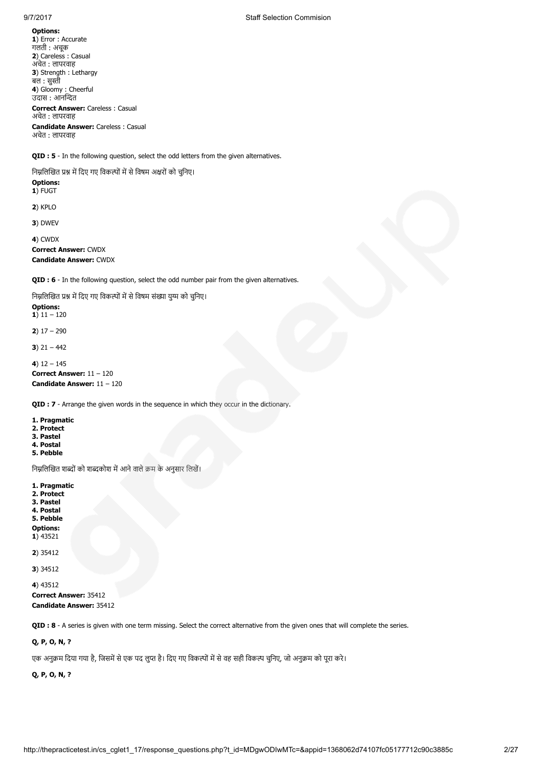**Options:**
**1**) Error : Accurate
गलती : अचूक
**2**) Careless : Casual
अचेत : लापरवाह
**3**) Strength : Lethargy
बल : सुस्ती
**4**) Gloomy : Cheerful
उदास : आनन्दित

**Correct Answer:** Careless : Casual
अचेत : लापरवाह

**Candidate Answer:** Careless : Casual
अचेत : लापरवाह

**QID : 5** - In the following question, select the odd letters from the given alternatives.

निम्नलिखित प्रश्न में दिए गए विकल्पों में से विषम अक्षरों को चुनिए।

**Options:**
**1**) FUGT

**2**) KPLO

**3**) DWEV

**4**) CWDX

**Correct Answer:** CWDX
**Candidate Answer:** CWDX

**QID : 6** - In the following question, select the odd number pair from the given alternatives.

निम्नलिखित प्रश्न में दिए गए विकल्पों में से विषम संख्या युग्म को चुनिए।

**Options:**
**1**) 11 – 120

**2**) 17 – 290

**3**) 21 – 442

**4**) 12 – 145

**Correct Answer:** 11 – 120
**Candidate Answer:** 11 – 120

**QID : 7** - Arrange the given words in the sequence in which they occur in the dictionary.

**1. Pragmatic**
**2. Protect**
**3. Pastel**
**4. Postal**
**5. Pebble**

निम्नलिखित शब्दों को शब्दकोश में आने वाले क्रम के अनुसार लिखें।

**1. Pragmatic**
**2. Protect**
**3. Pastel**
**4. Postal**
**5. Pebble**

**Options:**
**1**) 43521

**2**) 35412

**3**) 34512

**4**) 43512

**Correct Answer:** 35412
**Candidate Answer:** 35412

**QID : 8** - A series is given with one term missing. Select the correct alternative from the given ones that will complete the series.

**Q, P, O, N, ?**

एक अनुक्रम दिया गया है, जिसमें से एक पद लुप्त है। दिए गए विकल्पों में से वह सही विकल्प चुनिए, जो अनुक्रम को पूरा करे।

**Q, P, O, N, ?**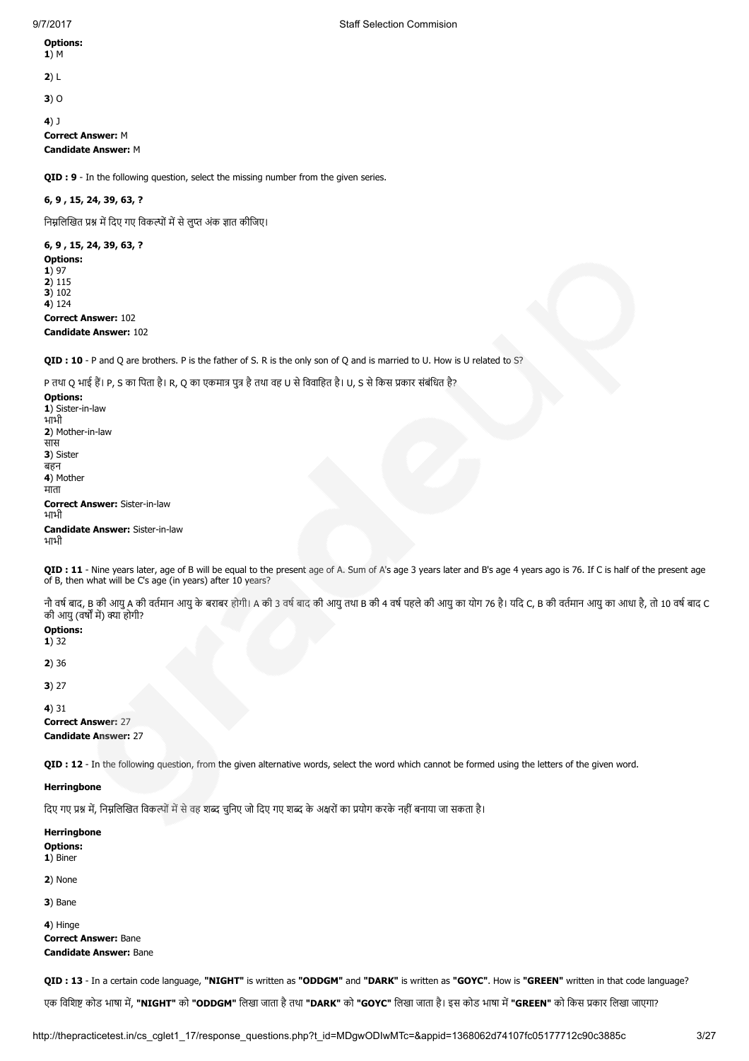**Options:**
**1**) M

**2**) L

**3**) O

**4**) J
**Correct Answer:** M
**Candidate Answer:** M

**QID : 9** - In the following question, select the missing number from the given series.

**6, 9 , 15, 24, 39, 63, ?**

निम्नलिखित प्रश्न में दिए गए विकल्पों में से लुप्त अंक ज्ञात कीजिए।

**6, 9 , 15, 24, 39, 63, ?**
**Options:**
**1**) 97
**2**) 115
**3**) 102
**4**) 124
**Correct Answer:** 102
**Candidate Answer:** 102

**QID : 10** - P and Q are brothers. P is the father of S. R is the only son of Q and is married to U. How is U related to S?

P तथा Q भाई हैं। P, S का पिता है। R, Q का एकमात्र पुत्र है तथा वह U से विवाहित है। U, S से किस प्रकार संबंधित है?
**Options:**
**1**) Sister-in-law
भाभी
**2**) Mother-in-law
सास
**3**) Sister
बहन
**4**) Mother
माता
**Correct Answer:** Sister-in-law
भाभी
**Candidate Answer:** Sister-in-law
भाभी

**QID : 11** - Nine years later, age of B will be equal to the present age of A. Sum of A's age 3 years later and B's age 4 years ago is 76. If C is half of the present age of B, then what will be C's age (in years) after 10 years?

नौ वर्ष बाद, B की आयु A की वर्तमान आयु के बराबर होगी। A की 3 वर्ष बाद की आयु तथा B की 4 वर्ष पहले की आयु का योग 76 है। यदि C, B की वर्तमान आयु का आधा है, तो 10 वर्ष बाद C की आयु (वर्षों में) क्या होगी?
**Options:**
**1**) 32

**2**) 36

**3**) 27

**4**) 31
**Correct Answer:** 27
**Candidate Answer:** 27

**QID : 12** - In the following question, from the given alternative words, select the word which cannot be formed using the letters of the given word.

**Herringbone**

दिए गए प्रश्न में, निम्नलिखित विकल्पों में से वह शब्द चुनिए जो दिए गए शब्द के अक्षरों का प्रयोग करके नहीं बनाया जा सकता है।

**Herringbone**
**Options:**
**1**) Biner

**2**) None

**3**) Bane

**4**) Hinge
**Correct Answer:** Bane
**Candidate Answer:** Bane

**QID : 13** - In a certain code language, **"NIGHT"** is written as **"ODDGM"** and **"DARK"** is written as **"GOYC"**. How is **"GREEN"** written in that code language?

एक विशिष्ट कोड भाषा में, **"NIGHT"** को **"ODDGM"** लिखा जाता है तथा **"DARK"** को **"GOYC"** लिखा जाता है। इस कोड भाषा में **"GREEN"** को किस प्रकार लिखा जाएगा?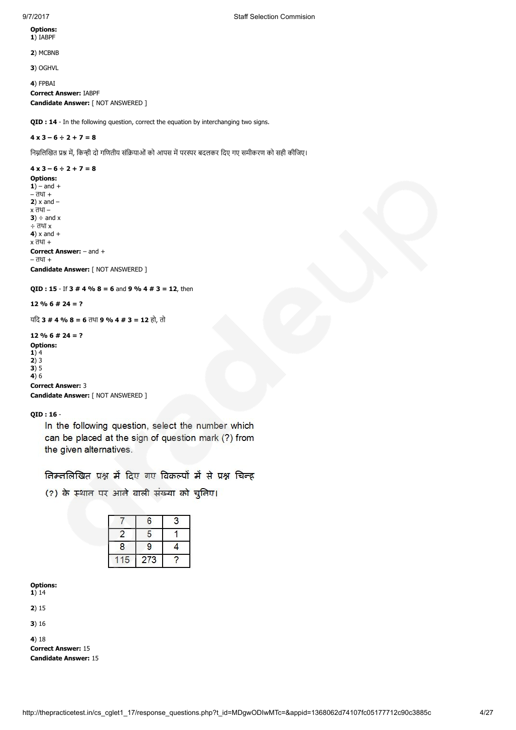**Options:**
**1**) IABPF

**2**) MCBNB

**3**) OGHVL

**4**) FPBAI
**Correct Answer:** IABPF
**Candidate Answer:** [ NOT ANSWERED ]

**QID : 14** - In the following question, correct the equation by interchanging two signs.

**4 x 3 – 6 ÷ 2 + 7 = 8**

निम्नलिखित प्रश्न में, किन्ही दो गणितीय संक्रियाओं को आपस में परस्पर बदलकर दिए गए समीकरण को सही कीजिए।

**4 x 3 – 6 ÷ 2 + 7 = 8**

**Options:**
**1**) – and +
– तथा +
**2**) x and –
x तथा –
**3**) ÷ and x
÷ तथा x
**4**) x and +
x तथा +
**Correct Answer:** – and +
– तथा +
**Candidate Answer:** [ NOT ANSWERED ]

**QID : 15** - If **3 # 4 % 8 = 6** and **9 % 4 # 3 = 12**, then

**12 % 6 # 24 = ?**

यदि **3 # 4 % 8 = 6** तथा **9 % 4 # 3 = 12** हो, तो

**12 % 6 # 24 = ?**

**Options:**
**1**) 4
**2**) 3
**3**) 5
**4**) 6
**Correct Answer:** 3
**Candidate Answer:** [ NOT ANSWERED ]

**QID : 16** -

In the following question, select the number which can be placed at the sign of question mark (?) from the given alternatives.

निम्नलिखित प्रश्न में दिए गए विकल्पों में से प्रश्न चिन्ह (?) के स्थान पर आने वाली संख्या को चुनिए।

| 7 | 6 | 3 |
|---|---|---|
| 2 | 5 | 1 |
| 8 | 9 | 4 |
| 115 | 273 | ? |

**Options:**
**1**) 14

**2**) 15

**3**) 16

**4**) 18
**Correct Answer:** 15
**Candidate Answer:** 15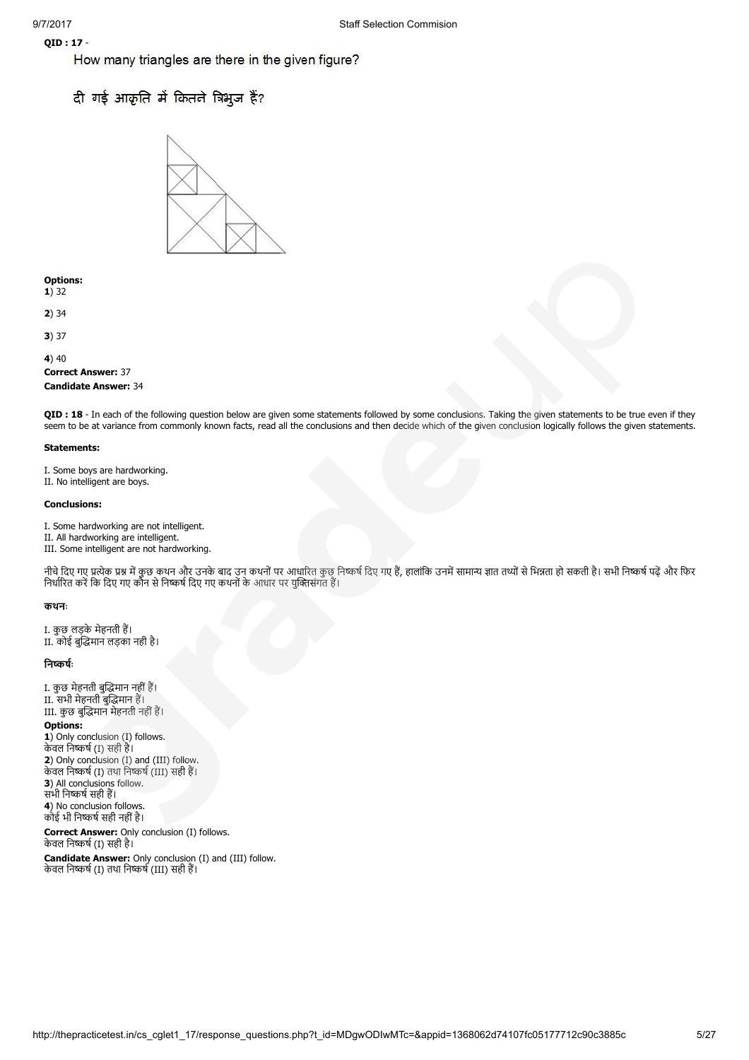**QID : 17** -

How many triangles are there in the given figure?

दी गई आकृति में कितने त्रिभुज हैं?

**Options:**

**1**) 32

**2**) 34

**3**) 37

**4**) 40

**Correct Answer:** 37

**Candidate Answer:** 34

**QID : 18** - In each of the following question below are given some statements followed by some conclusions. Taking the given statements to be true even if they seem to be at variance from commonly known facts, read all the conclusions and then decide which of the given conclusion logically follows the given statements.

**Statements:**

I. Some boys are hardworking.
II. No intelligent are boys.

**Conclusions:**

I. Some hardworking are not intelligent.
II. All hardworking are intelligent.
III. Some intelligent are not hardworking.

नीचे दिए गए प्रत्येक प्रश्न में कुछ कथन और उनके बाद उन कथनों पर आधारित कुछ निष्कर्ष दिए गए हैं, हालांकि उनमें सामान्य ज्ञात तथ्यों से भिन्नता हो सकती है। सभी निष्कर्ष पढ़ें और फिर निर्धारित करें कि दिए गए कौन से निष्कर्ष दिए गए कथनों के आधार पर युक्तिसंगत हैं।

**कथनः**

I. कुछ लड़के मेहनती हैं।
II. कोई बुद्धिमान लड़का नही है।

**निष्कर्षः**

I. कुछ मेहनती बुद्धिमान नहीं हैं।
II. सभी मेहनती बुद्धिमान हैं।
III. कुछ बुद्धिमान मेहनती नहीं हैं।

**Options:**

**1**) Only conclusion (I) follows.
केवल निष्कर्ष (I) सही है।

**2**) Only conclusion (I) and (III) follow.
केवल निष्कर्ष (I) तथा निष्कर्ष (III) सही हैं।

**3**) All conclusions follow.
सभी निष्कर्ष सही हैं।

**4**) No conclusion follows.
कोई भी निष्कर्ष सही नहीं है।

**Correct Answer:** Only conclusion (I) follows.
केवल निष्कर्ष (I) सही है।

**Candidate Answer:** Only conclusion (I) and (III) follow.
केवल निष्कर्ष (I) तथा निष्कर्ष (III) सही हैं।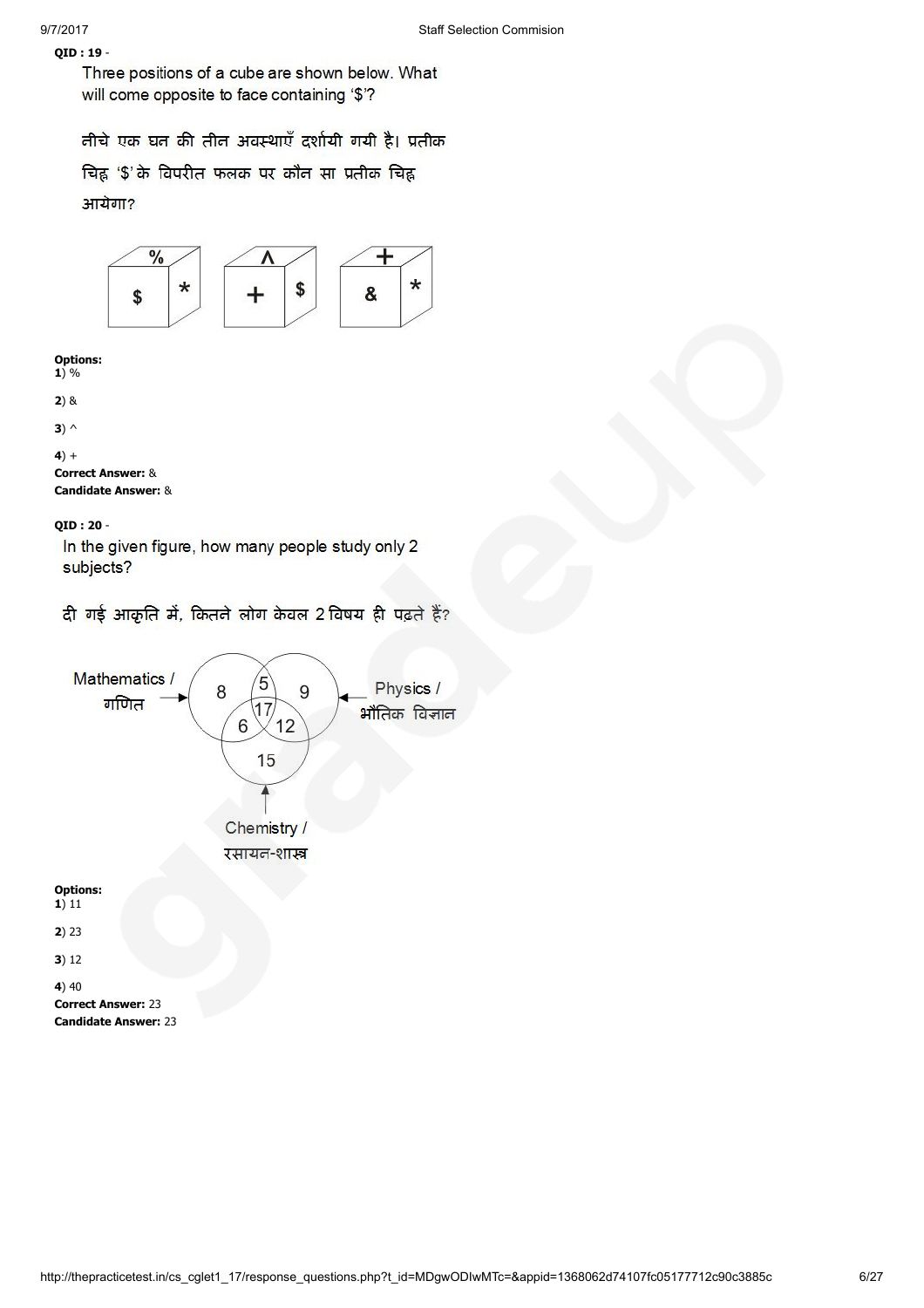**QID : 19** -

Three positions of a cube are shown below. What will come opposite to face containing '$'?

नीचे एक घन की तीन अवस्थाएँ दर्शायी गयी है। प्रतीक चिह्न '$' के विपरीत फलक पर कौन सा प्रतीक चिह्न आयेगा?

**Options:**

**1**) %

**2**) &

**3**) ^

**4**) +

**Correct Answer:** &

**Candidate Answer:** &

**QID : 20** -

In the given figure, how many people study only 2 subjects?

दी गई आकृति में, कितने लोग केवल 2 विषय ही पढ़ते हैं?

**Options:**

**1**) 11

**2**) 23

**3**) 12

**4**) 40

**Correct Answer:** 23

**Candidate Answer:** 23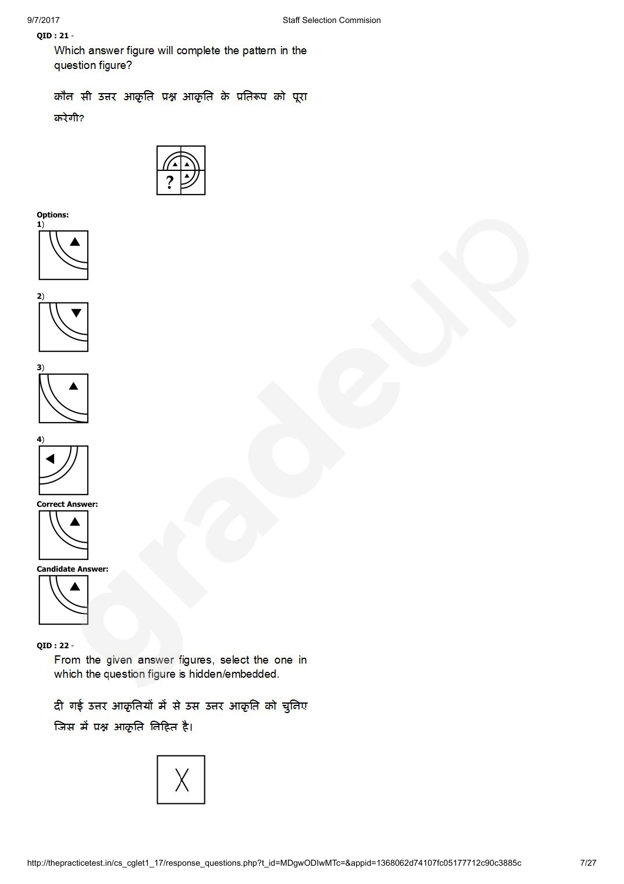**QID : 21** -

Which answer figure will complete the pattern in the question figure?

कौन सी उत्तर आकृति प्रश्न आकृति के प्रतिरूप को पूरा करेगी?

**Options:**

**1)**

**2)**

**3)**

**4)**

**Correct Answer:**

**Candidate Answer:**

**QID : 22** -

From the given answer figures, select the one in which the question figure is hidden/embedded.

दी गई उत्तर आकृतियों में से उस उत्तर आकृति को चुनिए जिस में प्रश्न आकृति निहित है।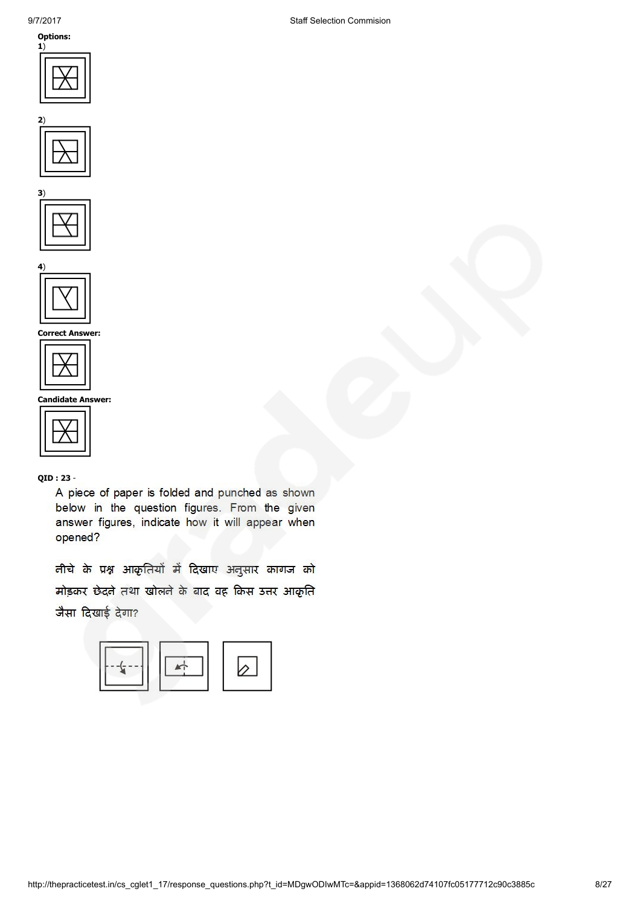**Options:**

**1**)

**2**)

**3**)

**4**)

**Correct Answer:**

**Candidate Answer:**

**QID : 23** -

A piece of paper is folded and punched as shown below in the question figures. From the given answer figures, indicate how it will appear when opened?

नीचे के प्रश्न आकृतियों में दिखाए अनुसार कागज को मोड़कर छेदने तथा खोलने के बाद वह किस उत्तर आकृति जैसा दिखाई देगा?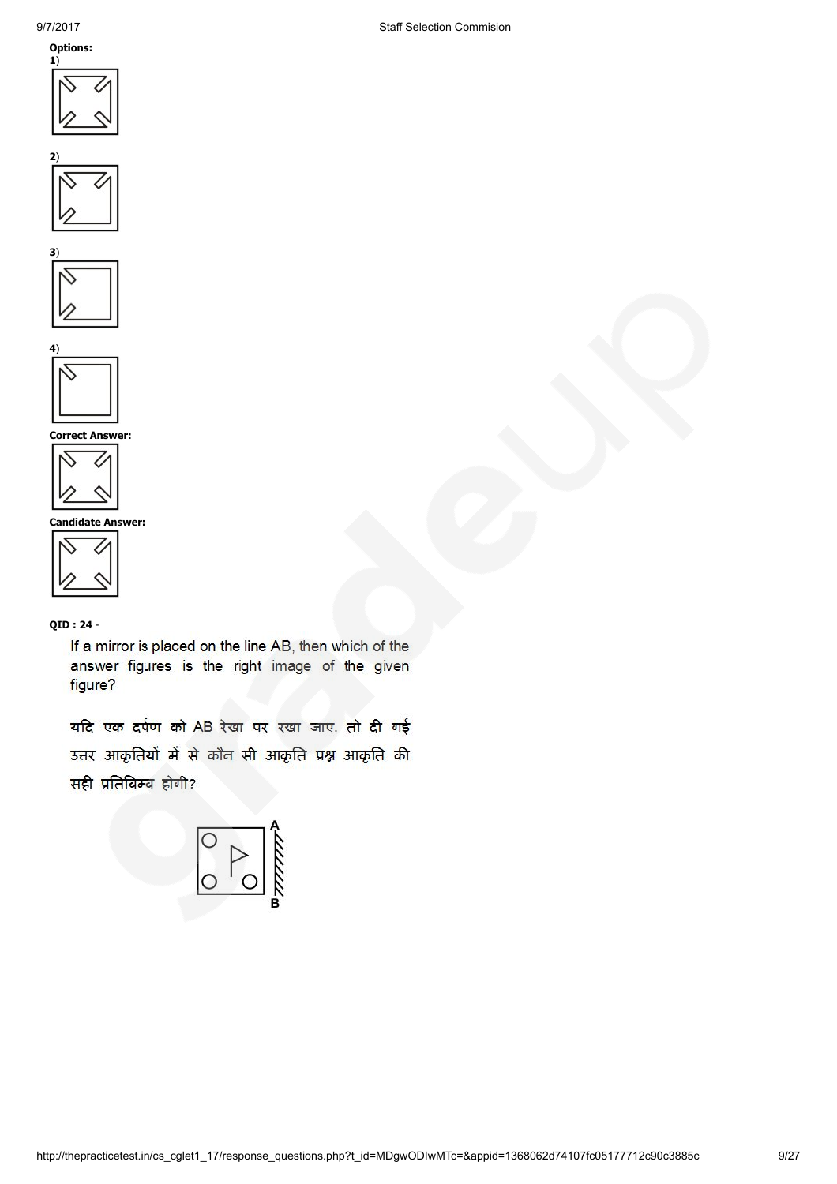**Options:**

**1**)

**2**)

**3**)

**4**)

**Correct Answer:**

**Candidate Answer:**

**QID : 24** -

If a mirror is placed on the line AB, then which of the answer figures is the right image of the given figure?

यदि एक दर्पण को AB रेखा पर रखा जाए, तो दी गई उत्तर आकृतियों में से कौन सी आकृति प्रश्न आकृति की सही प्रतिबिम्ब होगी?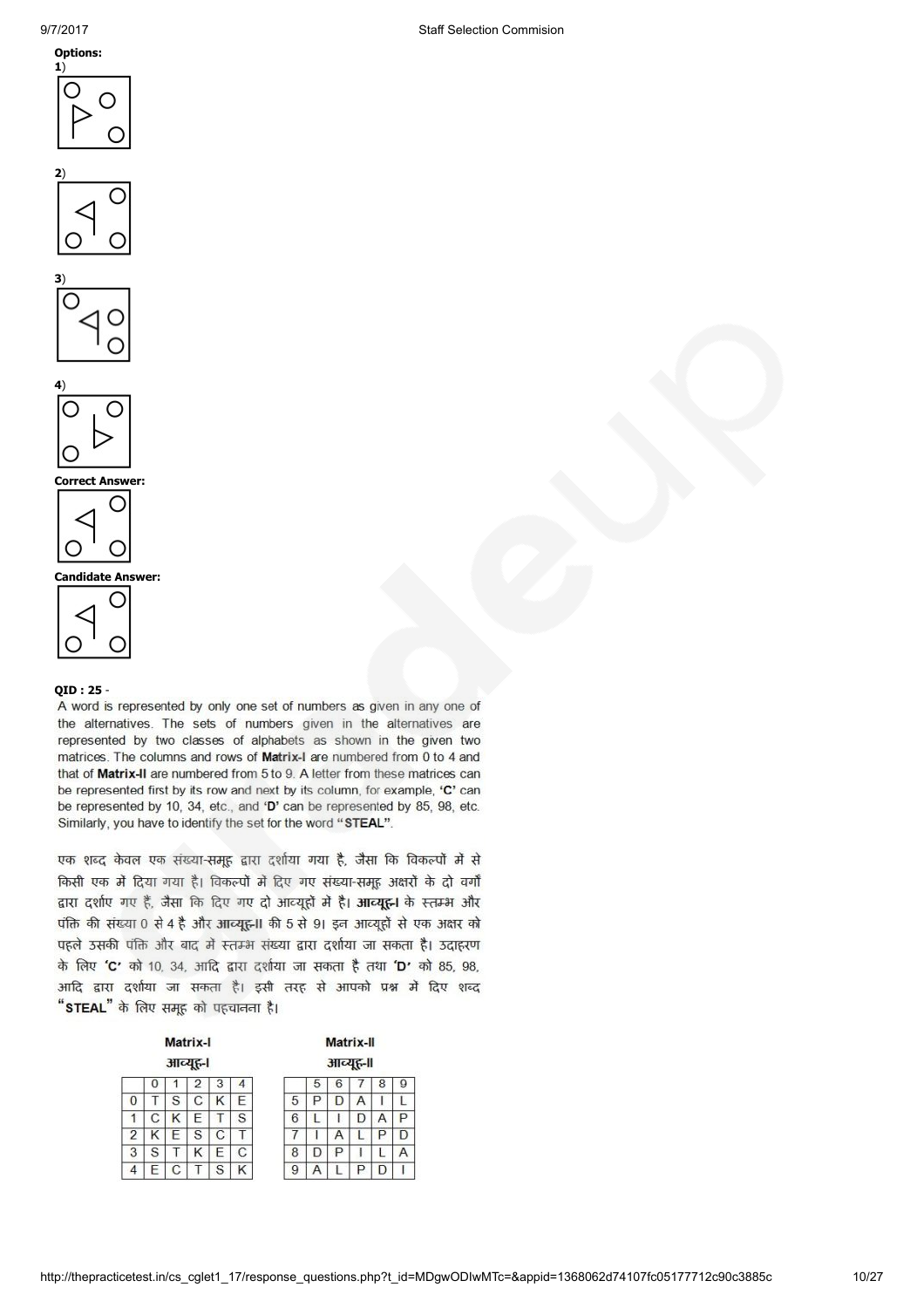**Options:**

**1**)

**2**)

**3**)

**4**)

**Correct Answer:**

**Candidate Answer:**

**QID : 25** -

A word is represented by only one set of numbers as given in any one of the alternatives. The sets of numbers given in the alternatives are represented by two classes of alphabets as shown in the given two matrices. The columns and rows of **Matrix-I** are numbered from 0 to 4 and that of **Matrix-II** are numbered from 5 to 9. A letter from these matrices can be represented first by its row and next by its column, for example, **'C'** can be represented by 10, 34, etc., and **'D'** can be represented by 85, 98, etc. Similarly, you have to identify the set for the word **"STEAL"**.

एक शब्द केवल एक संख्या-समूह द्वारा दर्शाया गया है, जैसा कि विकल्पों में से किसी एक में दिया गया है। विकल्पों में दिए गए संख्या-समूह अक्षरों के दो वर्गों द्वारा दर्शाए गए हैं, जैसा कि दिए गए दो आव्यूहों में है। **आव्यूह-I** के स्तम्भ और पंक्ति की संख्या 0 से 4 है और **आव्यूह-II** की 5 से 9। इन आव्यूहों से एक अक्षर को पहले उसकी पंक्ति और बाद में स्तम्भ संख्या द्वारा दर्शाया जा सकता है। उदाहरण के लिए **'C'** को 10, 34, आदि द्वारा दर्शाया जा सकता है तथा **'D'** को 85, 98, आदि द्वारा दर्शाया जा सकता है। इसी तरह से आपको प्रश्न में दिए शब्द **"STEAL"** के लिए समूह को पहचानना है।

**Matrix-I**
**आव्यूह-I**

| | 0 | 1 | 2 | 3 | 4 |
|---|---|---|---|---|---|
| 0 | T | S | C | K | E |
| 1 | C | K | E | T | S |
| 2 | K | E | S | C | T |
| 3 | S | T | K | E | C |
| 4 | E | C | T | S | K |

**Matrix-II**
**आव्यूह-II**

| | 5 | 6 | 7 | 8 | 9 |
|---|---|---|---|---|---|
| 5 | P | D | A | I | L |
| 6 | L | I | D | A | P |
| 7 | I | A | L | P | D |
| 8 | D | P | I | L | A |
| 9 | A | L | P | D | I |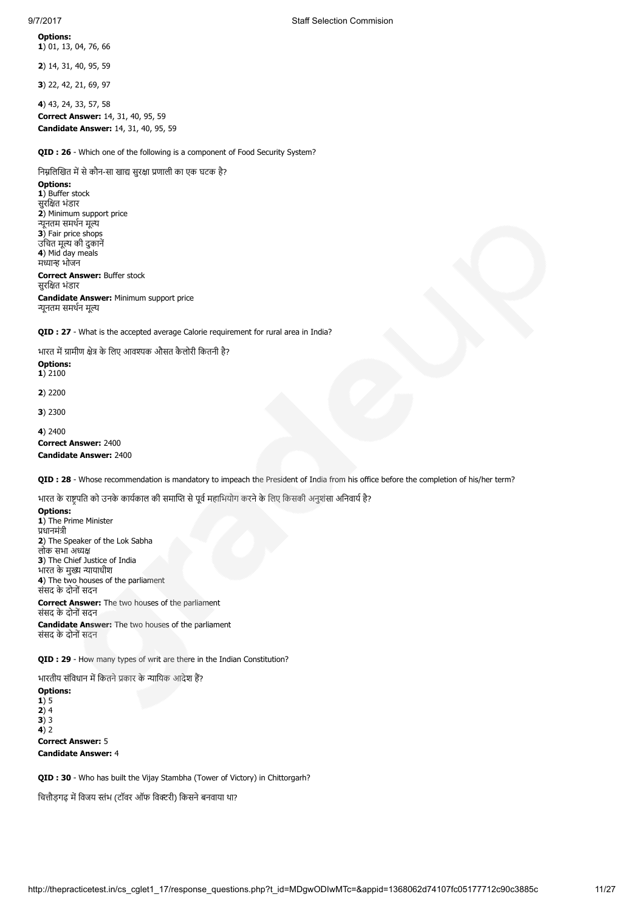**Options:**
**1**) 01, 13, 04, 76, 66

**2**) 14, 31, 40, 95, 59

**3**) 22, 42, 21, 69, 97

**4**) 43, 24, 33, 57, 58
**Correct Answer:** 14, 31, 40, 95, 59
**Candidate Answer:** 14, 31, 40, 95, 59

**QID : 26** - Which one of the following is a component of Food Security System?

निम्नलिखित में से कौन-सा खाद्य सुरक्षा प्रणाली का एक घटक है?

**Options:**
**1**) Buffer stock
सुरक्षित भंडार
**2**) Minimum support price
न्यूनतम समर्थन मूल्य
**3**) Fair price shops
उचित मूल्य की दुकानें
**4**) Mid day meals
मध्यान्ह भोजन
**Correct Answer:** Buffer stock
सुरक्षित भंडार
**Candidate Answer:** Minimum support price
न्यूनतम समर्थन मूल्य

**QID : 27** - What is the accepted average Calorie requirement for rural area in India?

भारत में ग्रामीण क्षेत्र के लिए आवश्यक औसत कैलोरी कितनी है?

**Options:**
**1**) 2100

**2**) 2200

**3**) 2300

**4**) 2400
**Correct Answer:** 2400
**Candidate Answer:** 2400

**QID : 28** - Whose recommendation is mandatory to impeach the President of India from his office before the completion of his/her term?

भारत के राष्ट्रपति को उनके कार्यकाल की समाप्ति से पूर्व महाभियोग करने के लिए किसकी अनुशंसा अनिवार्य है?

**Options:**
**1**) The Prime Minister
प्रधानमंत्री
**2**) The Speaker of the Lok Sabha
लोक सभा अध्यक्ष
**3**) The Chief Justice of India
भारत के मुख्य न्यायाधीश
**4**) The two houses of the parliament
संसद के दोनों सदन
**Correct Answer:** The two houses of the parliament
संसद के दोनों सदन
**Candidate Answer:** The two houses of the parliament
संसद के दोनों सदन

**QID : 29** - How many types of writ are there in the Indian Constitution?

भारतीय संविधान में कितने प्रकार के न्यायिक आदेश हैं?

**Options:**
**1**) 5
**2**) 4
**3**) 3
**4**) 2
**Correct Answer:** 5
**Candidate Answer:** 4

**QID : 30** - Who has built the Vijay Stambha (Tower of Victory) in Chittorgarh?

चित्तौड़गढ़ में विजय स्तंभ (टॉवर ऑफ विक्टरी) किसने बनवाया था?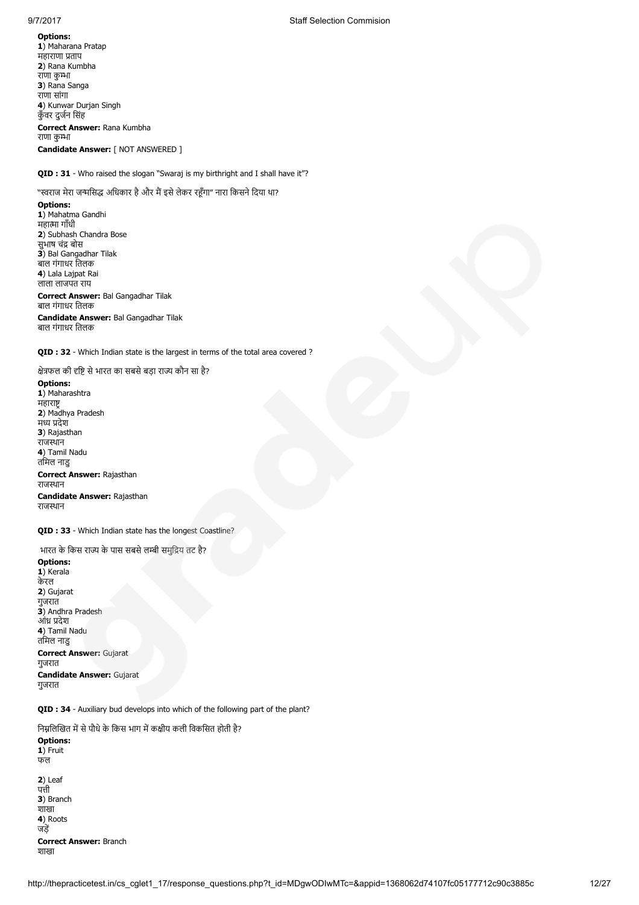**Options:**
**1**) Maharana Pratap
महाराणा प्रताप
**2**) Rana Kumbha
राणा कुम्भा
**3**) Rana Sanga
राणा सांगा
**4**) Kunwar Durjan Singh
कुँवर दुर्जन सिंह

**Correct Answer:** Rana Kumbha
राणा कुम्भा

**Candidate Answer:** [ NOT ANSWERED ]

**QID : 31** - Who raised the slogan "Swaraj is my birthright and I shall have it"?

"स्वराज मेरा जन्मसिद्ध अधिकार है और मैं इसे लेकर रहूँगा" नारा किसने दिया था?

**Options:**
**1**) Mahatma Gandhi
महात्मा गाँधी
**2**) Subhash Chandra Bose
सुभाष चंद्र बोस
**3**) Bal Gangadhar Tilak
बाल गंगाधर तिलक
**4**) Lala Lajpat Rai
लाला लाजपत राय

**Correct Answer:** Bal Gangadhar Tilak
बाल गंगाधर तिलक

**Candidate Answer:** Bal Gangadhar Tilak
बाल गंगाधर तिलक

**QID : 32** - Which Indian state is the largest in terms of the total area covered ?

क्षेत्रफल की दृष्टि से भारत का सबसे बड़ा राज्य कौन सा है?

**Options:**
**1**) Maharashtra
महाराष्ट्र
**2**) Madhya Pradesh
मध्य प्रदेश
**3**) Rajasthan
राजस्थान
**4**) Tamil Nadu
तमिल नाडु

**Correct Answer:** Rajasthan
राजस्थान

**Candidate Answer:** Rajasthan
राजस्थान

**QID : 33** - Which Indian state has the longest Coastline?

भारत के किस राज्य के पास सबसे लम्बी समुद्रिय तट है?

**Options:**
**1**) Kerala
केरल
**2**) Gujarat
गुजरात
**3**) Andhra Pradesh
आंध्र प्रदेश
**4**) Tamil Nadu
तमिल नाडु

**Correct Answer:** Gujarat
गुजरात

**Candidate Answer:** Gujarat
गुजरात

**QID : 34** - Auxiliary bud develops into which of the following part of the plant?

निम्नलिखित में से पौधे के किस भाग में कक्षीय कली विकसित होती है?

**Options:**
**1**) Fruit
फल

**2**) Leaf
पत्ती
**3**) Branch
शाखा
**4**) Roots
जड़ें

**Correct Answer:** Branch
शाखा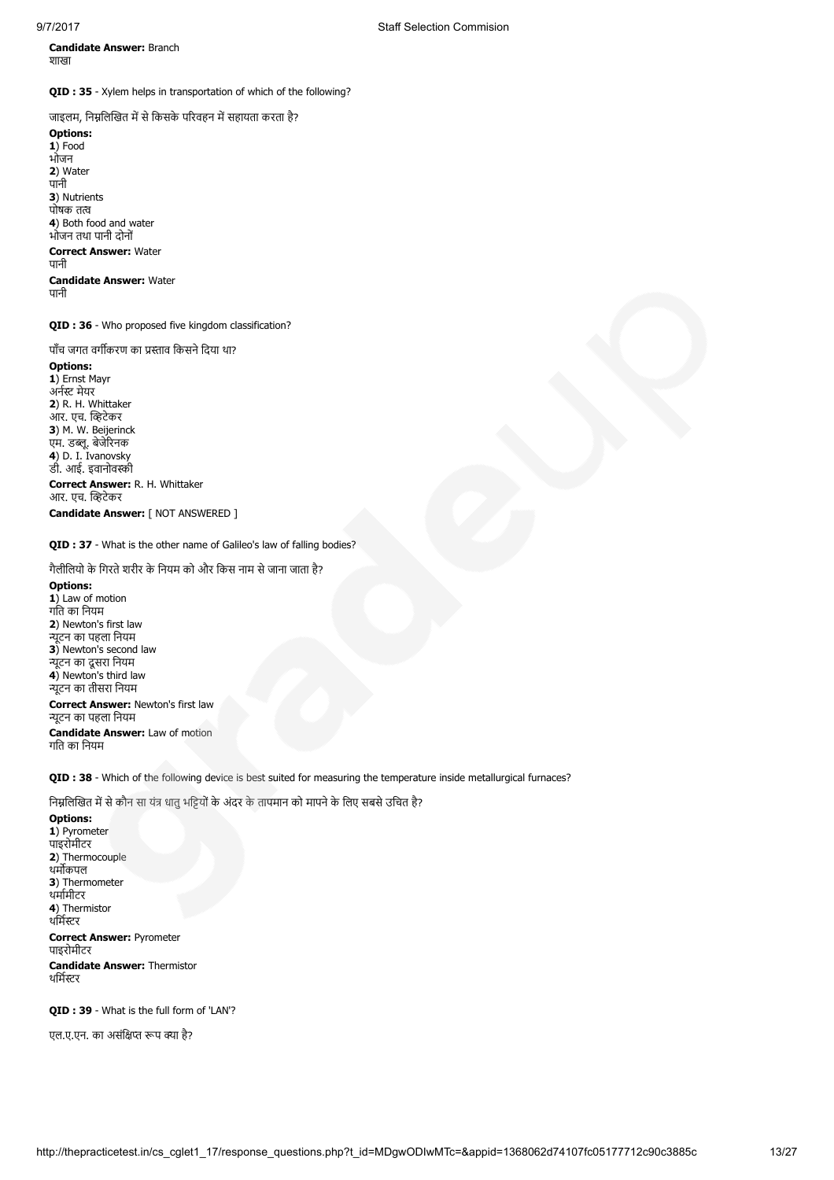**Candidate Answer:** Branch
शाखा

**QID : 35** - Xylem helps in transportation of which of the following?

जाइलम, निम्नलिखित में से किसके परिवहन में सहायता करता है?

**Options:**
**1**) Food
भोजन
**2**) Water
पानी
**3**) Nutrients
पोषक तत्व
**4**) Both food and water
भोजन तथा पानी दोनों

**Correct Answer:** Water
पानी

**Candidate Answer:** Water
पानी

**QID : 36** - Who proposed five kingdom classification?

पाँच जगत वर्गीकरण का प्रस्ताव किसने दिया था?

**Options:**
**1**) Ernst Mayr
अर्नस्ट मेयर
**2**) R. H. Whittaker
आर. एच. व्हिटेकर
**3**) M. W. Beijerinck
एम. डब्लू. बेजेरिनक
**4**) D. I. Ivanovsky
डी. आई. इवानोवस्की

**Correct Answer:** R. H. Whittaker
आर. एच. व्हिटेकर

**Candidate Answer:** [ NOT ANSWERED ]

**QID : 37** - What is the other name of Galileo's law of falling bodies?

गैलीलियो के गिरते शरीर के नियम को और किस नाम से जाना जाता है?

**Options:**
**1**) Law of motion
गति का नियम
**2**) Newton's first law
न्यूटन का पहला नियम
**3**) Newton's second law
न्यूटन का दूसरा नियम
**4**) Newton's third law
न्यूटन का तीसरा नियम

**Correct Answer:** Newton's first law
न्यूटन का पहला नियम

**Candidate Answer:** Law of motion
गति का नियम

**QID : 38** - Which of the following device is best suited for measuring the temperature inside metallurgical furnaces?

निम्नलिखित में से कौन सा यंत्र धातु भट्टियों के अंदर के तापमान को मापने के लिए सबसे उचित है?

**Options:**
**1**) Pyrometer
पाइरोमीटर
**2**) Thermocouple
थर्मोकपल
**3**) Thermometer
थर्मामीटर
**4**) Thermistor
थर्मिस्टर

**Correct Answer:** Pyrometer
पाइरोमीटर

**Candidate Answer:** Thermistor
थर्मिस्टर

**QID : 39** - What is the full form of 'LAN'?

एल.ए.एन. का असंक्षिप्त रूप क्या है?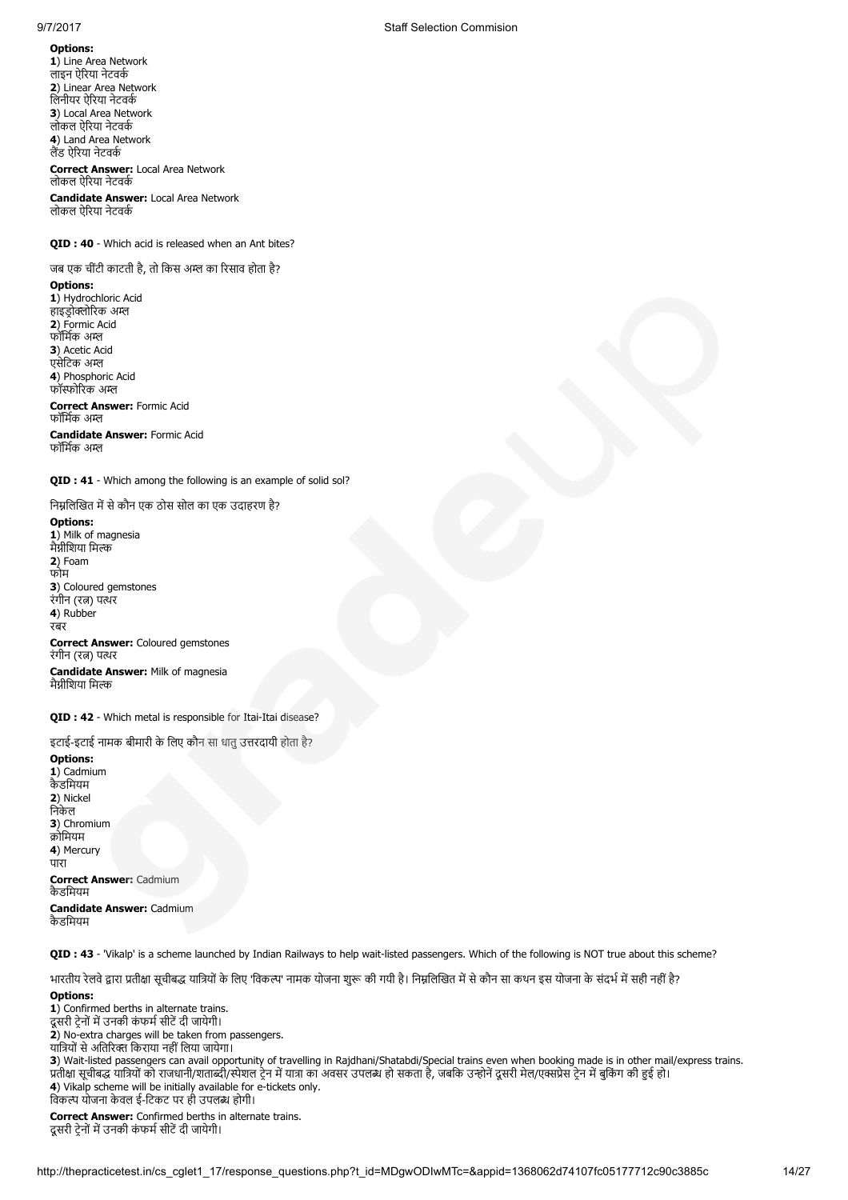**Options:**
**1**) Line Area Network
लाइन ऐरिया नेटवर्क
**2**) Linear Area Network
लिनीयर ऐरिया नेटवर्क
**3**) Local Area Network
लोकल ऐरिया नेटवर्क
**4**) Land Area Network
लैंड ऐरिया नेटवर्क

**Correct Answer:** Local Area Network
लोकल ऐरिया नेटवर्क

**Candidate Answer:** Local Area Network
लोकल ऐरिया नेटवर्क

**QID : 40** - Which acid is released when an Ant bites?

जब एक चींटी काटती है, तो किस अम्ल का रिसाव होता है?

**Options:**
**1**) Hydrochloric Acid
हाइड्रोक्लोरिक अम्ल
**2**) Formic Acid
फॉर्मिक अम्ल
**3**) Acetic Acid
एसेटिक अम्ल
**4**) Phosphoric Acid
फॉस्फोरिक अम्ल

**Correct Answer:** Formic Acid
फॉर्मिक अम्ल

**Candidate Answer:** Formic Acid
फॉर्मिक अम्ल

**QID : 41** - Which among the following is an example of solid sol?

निम्नलिखित में से कौन एक ठोस सोल का एक उदाहरण है?

**Options:**
**1**) Milk of magnesia
मैग्नीशिया मिल्क
**2**) Foam
फोम
**3**) Coloured gemstones
रंगीन (रत्न) पत्थर
**4**) Rubber
रबर

**Correct Answer:** Coloured gemstones
रंगीन (रत्न) पत्थर

**Candidate Answer:** Milk of magnesia
मैग्नीशिया मिल्क

**QID : 42** - Which metal is responsible for Itai-Itai disease?

इटाई-इटाई नामक बीमारी के लिए कौन सा धातु उत्तरदायी होता है?

**Options:**
**1**) Cadmium
कैडमियम
**2**) Nickel
निकेल
**3**) Chromium
क्रोमियम
**4**) Mercury
पारा

**Correct Answer:** Cadmium
कैडमियम

**Candidate Answer:** Cadmium
कैडमियम

**QID : 43** - 'Vikalp' is a scheme launched by Indian Railways to help wait-listed passengers. Which of the following is NOT true about this scheme?

भारतीय रेलवे द्वारा प्रतीक्षा सूचीबद्ध यात्रियों के लिए 'विकल्प' नामक योजना शुरू की गयी है। निम्नलिखित में से कौन सा कथन इस योजना के संदर्भ में सही नहीं है?

**Options:**
**1**) Confirmed berths in alternate trains.
दूसरी ट्रेनों में उनकी कंफर्म सीटें दी जायेगी।
**2**) No-extra charges will be taken from passengers.
यात्रियों से अतिरिक्त किराया नहीं लिया जायेगा।
**3**) Wait-listed passengers can avail opportunity of travelling in Rajdhani/Shatabdi/Special trains even when booking made is in other mail/express trains.
प्रतीक्षा सूचीबद्ध यात्रियों को राजधानी/शताब्दी/स्पेशल ट्रेन में यात्रा का अवसर उपलब्ध हो सकता है, जबकि उन्होनें दूसरी मेल/एक्सप्रेस ट्रेन में बुकिंग की हुई हो।
**4**) Vikalp scheme will be initially available for e-tickets only.
विकल्प योजना केवल ई-टिकट पर ही उपलब्ध होगी।

**Correct Answer:** Confirmed berths in alternate trains.
दूसरी ट्रेनों में उनकी कंफर्म सीटें दी जायेगी।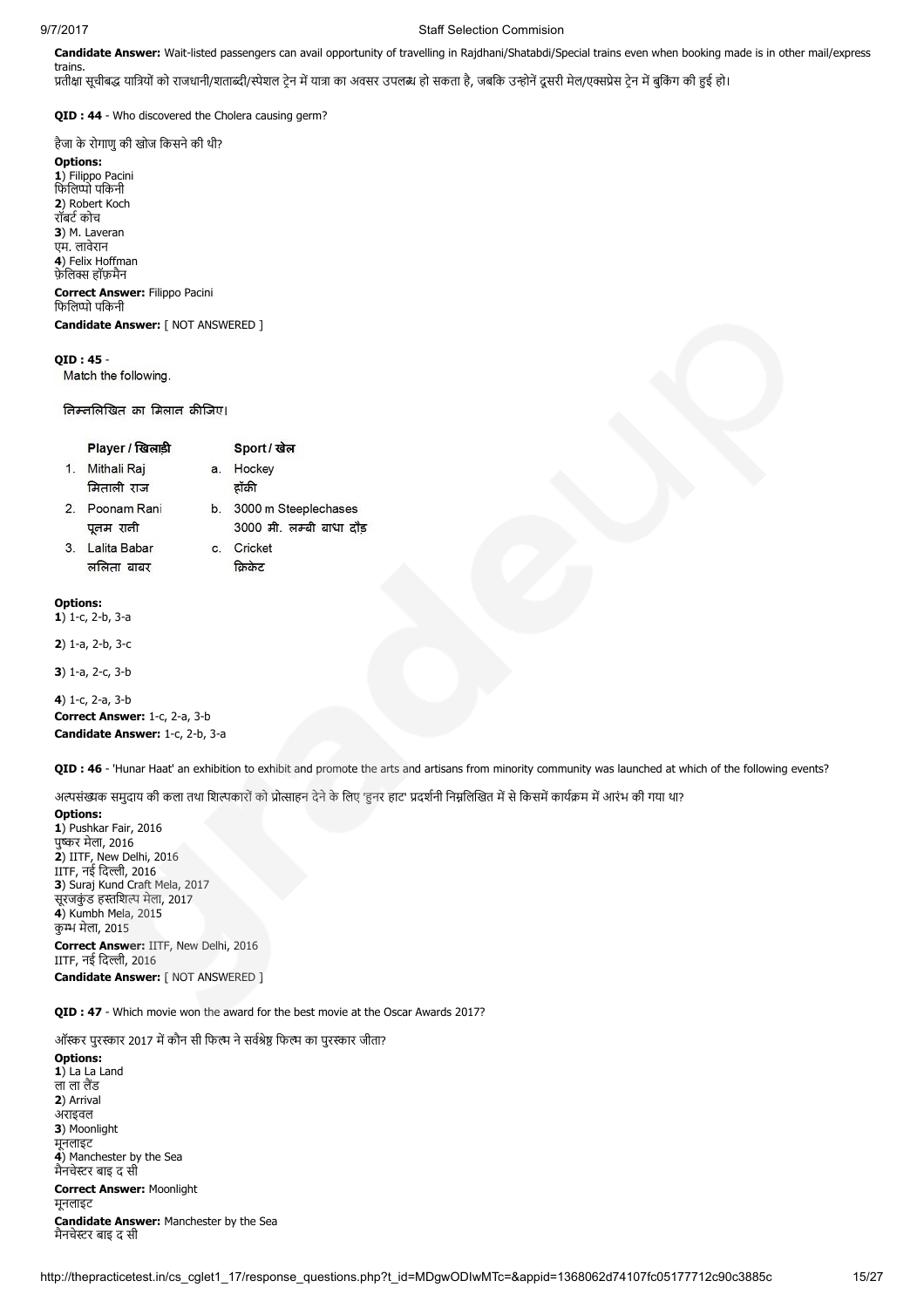**Candidate Answer:** Wait-listed passengers can avail opportunity of travelling in Rajdhani/Shatabdi/Special trains even when booking made is in other mail/express trains.
प्रतीक्षा सूचीबद्ध यात्रियों को राजधानी/शताब्दी/स्पेशल ट्रेन में यात्रा का अवसर उपलब्ध हो सकता है, जबकि उन्होनें दूसरी मेल/एक्सप्रेस ट्रेन में बुकिंग की हुई हो।

**QID : 44** - Who discovered the Cholera causing germ?

हैजा के रोगाणु की खोज किसने की थी?

**Options:**
**1**) Filippo Pacini
फिलिप्पो पकिनी
**2**) Robert Koch
रॉबर्ट कोच
**3**) M. Laveran
एम. लावेरान
**4**) Felix Hoffman
फ़ेलिक्स हॉफ़मैन

**Correct Answer:** Filippo Pacini
फिलिप्पो पकिनी

**Candidate Answer:** [ NOT ANSWERED ]

**QID : 45** -
Match the following.

निम्नलिखित का मिलान कीजिए।

| | Player / खिलाड़ी | | Sport / खेल |
|---|---|---|---|
| 1. | Mithali Raj<br>मिताली राज | a. | Hockey<br>हॉकी |
| 2. | Poonam Rani<br>पूनम रानी | b. | 3000 m Steeplechases<br>3000 मी. लम्बी बाधा दौड़ |
| 3. | Lalita Babar<br>ललिता बाबर | c. | Cricket<br>क्रिकेट |

**Options:**
**1**) 1-c, 2-b, 3-a

**2**) 1-a, 2-b, 3-c

**3**) 1-a, 2-c, 3-b

**4**) 1-c, 2-a, 3-b

**Correct Answer:** 1-c, 2-a, 3-b

**Candidate Answer:** 1-c, 2-b, 3-a

**QID : 46** - 'Hunar Haat' an exhibition to exhibit and promote the arts and artisans from minority community was launched at which of the following events?

अल्पसंख्यक समुदाय की कला तथा शिल्पकारों को प्रोत्साहन देने के लिए 'हुनर हाट' प्रदर्शनी निम्नलिखित में से किसमें कार्यक्रम में आरंभ की गया था?

**Options:**
**1**) Pushkar Fair, 2016
पुष्कर मेला, 2016
**2**) IITF, New Delhi, 2016
IITF, नई दिल्ली, 2016
**3**) Suraj Kund Craft Mela, 2017
सूरजकुंड हस्तशिल्प मेला, 2017
**4**) Kumbh Mela, 2015
कुम्भ मेला, 2015

**Correct Answer:** IITF, New Delhi, 2016
IITF, नई दिल्ली, 2016

**Candidate Answer:** [ NOT ANSWERED ]

**QID : 47** - Which movie won the award for the best movie at the Oscar Awards 2017?

ऑस्कर पुरस्कार 2017 में कौन सी फिल्म ने सर्वश्रेष्ठ फिल्म का पुरस्कार जीता?

**Options:**
**1**) La La Land
ला ला लैंड
**2**) Arrival
अराइवल
**3**) Moonlight
मूनलाइट
**4**) Manchester by the Sea
मैनचेस्टर बाइ द सी

**Correct Answer:** Moonlight
मूनलाइट

**Candidate Answer:** Manchester by the Sea
मैनचेस्टर बाइ द सी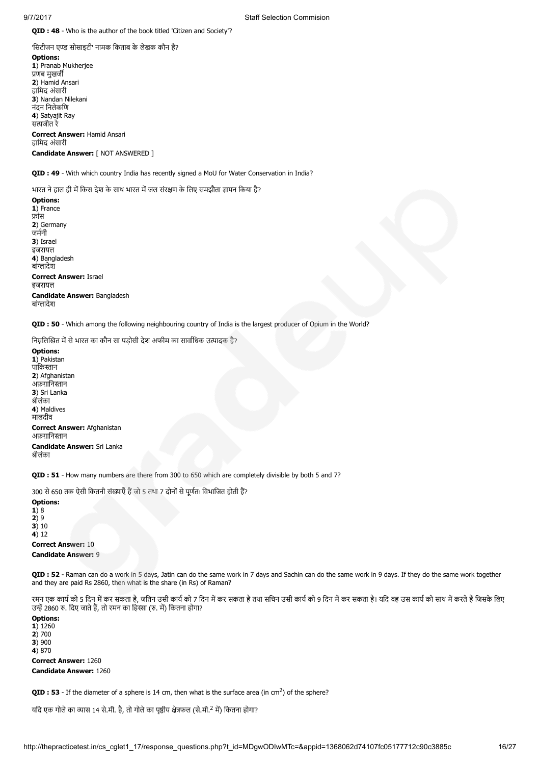**QID : 48** - Who is the author of the book titled 'Citizen and Society'?

'सिटीजन एण्ड सोसाइटी' नामक किताब के लेखक कौन हैं?

**Options:**
**1**) Pranab Mukherjee
प्रणब मुखर्जी
**2**) Hamid Ansari
हामिद अंसारी
**3**) Nandan Nilekani
नंदन निलेकणि
**4**) Satyajit Ray
सत्यजीत रे

**Correct Answer:** Hamid Ansari
हामिद अंसारी

**Candidate Answer:** [ NOT ANSWERED ]

**QID : 49** - With which country India has recently signed a MoU for Water Conservation in India?

भारत ने हाल ही में किस देश के साथ भारत में जल संरक्षण के लिए समझौता ज्ञापन किया है?

**Options:**
**1**) France
फ्रांस
**2**) Germany
जर्मनी
**3**) Israel
इजरायल
**4**) Bangladesh
बांग्लादेश

**Correct Answer:** Israel
इजरायल

**Candidate Answer:** Bangladesh
बांग्लादेश

**QID : 50** - Which among the following neighbouring country of India is the largest producer of Opium in the World?

निम्नलिखित में से भारत का कौन सा पड़ोसी देश अफीम का सार्वाधिक उत्पादक है?

**Options:**
**1**) Pakistan
पाकिस्तान
**2**) Afghanistan
अफ़ग़ानिस्तान
**3**) Sri Lanka
श्रीलंका
**4**) Maldives
मालदीव

**Correct Answer:** Afghanistan
अफ़ग़ानिस्तान

**Candidate Answer:** Sri Lanka
श्रीलंका

**QID : 51** - How many numbers are there from 300 to 650 which are completely divisible by both 5 and 7?

300 से 650 तक ऐसी कितनी संख्याएँ हैं जो 5 तथा 7 दोनों से पूर्णतः विभाजित होती हैं?

**Options:**
**1**) 8
**2**) 9
**3**) 10
**4**) 12

**Correct Answer:** 10

**Candidate Answer:** 9

**QID : 52** - Raman can do a work in 5 days, Jatin can do the same work in 7 days and Sachin can do the same work in 9 days. If they do the same work together and they are paid Rs 2860, then what is the share (in Rs) of Raman?

रमन एक कार्य को 5 दिन में कर सकता है, जतिन उसी कार्य को 7 दिन में कर सकता है तथा सचिन उसी कार्य को 9 दिन में कर सकता है। यदि वह उस कार्य को साथ में करते हैं जिसके लिए उन्हें 2860 रु. दिए जाते हैं, तो रमन का हिस्सा (रु. में) कितना होगा?

**Options:**
**1**) 1260
**2**) 700
**3**) 900
**4**) 870

**Correct Answer:** 1260

**Candidate Answer:** 1260

**QID : 53** - If the diameter of a sphere is 14 cm, then what is the surface area (in $cm^2$) of the sphere?

यदि एक गोले का व्यास 14 से.मी. है, तो गोले का पृष्ठीय क्षेत्रफल (से.मी.$^2$ में) कितना होगा?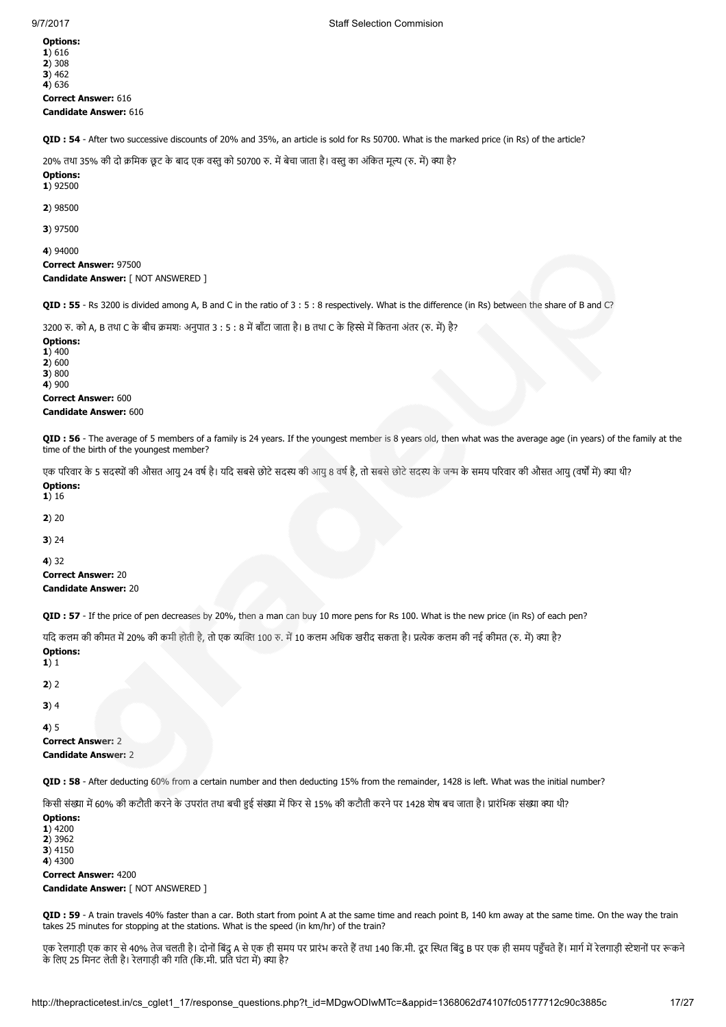**Options:**
**1**) 616
**2**) 308
**3**) 462
**4**) 636

**Correct Answer:** 616
**Candidate Answer:** 616

**QID : 54** - After two successive discounts of 20% and 35%, an article is sold for Rs 50700. What is the marked price (in Rs) of the article?

20% तथा 35% की दो क्रमिक छूट के बाद एक वस्तु को 50700 रु. में बेचा जाता है। वस्तु का अंकित मूल्य (रु. में) क्या है?

**Options:**
**1**) 92500

**2**) 98500

**3**) 97500

**4**) 94000

**Correct Answer:** 97500
**Candidate Answer:** [ NOT ANSWERED ]

**QID : 55** - Rs 3200 is divided among A, B and C in the ratio of 3 : 5 : 8 respectively. What is the difference (in Rs) between the share of B and C?

3200 रु. को A, B तथा C के बीच क्रमशः अनुपात 3 : 5 : 8 में बाँटा जाता है। B तथा C के हिस्से में कितना अंतर (रु. में) है?

**Options:**
**1**) 400
**2**) 600
**3**) 800
**4**) 900

**Correct Answer:** 600
**Candidate Answer:** 600

**QID : 56** - The average of 5 members of a family is 24 years. If the youngest member is 8 years old, then what was the average age (in years) of the family at the time of the birth of the youngest member?

एक परिवार के 5 सदस्यों की औसत आयु 24 वर्ष है। यदि सबसे छोटे सदस्य की आयु 8 वर्ष है, तो सबसे छोटे सदस्य के जन्म के समय परिवार की औसत आयु (वर्षों में) क्या थी?

**Options:**
**1**) 16

**2**) 20

**3**) 24

**4**) 32

**Correct Answer:** 20
**Candidate Answer:** 20

**QID : 57** - If the price of pen decreases by 20%, then a man can buy 10 more pens for Rs 100. What is the new price (in Rs) of each pen?

यदि कलम की कीमत में 20% की कमी होती है, तो एक व्यक्ति 100 रु. में 10 कलम अधिक खरीद सकता है। प्रत्येक कलम की नई कीमत (रु. में) क्या है?

**Options:**
**1**) 1

**2**) 2

**3**) 4

**4**) 5

**Correct Answer:** 2
**Candidate Answer:** 2

**QID : 58** - After deducting 60% from a certain number and then deducting 15% from the remainder, 1428 is left. What was the initial number?

किसी संख्या में 60% की कटौती करने के उपरांत तथा बची हुई संख्या में फिर से 15% की कटौती करने पर 1428 शेष बच जाता है। प्रारंभिक संख्या क्या थी?

**Options:**
**1**) 4200
**2**) 3962
**3**) 4150
**4**) 4300

**Correct Answer:** 4200
**Candidate Answer:** [ NOT ANSWERED ]

**QID : 59** - A train travels 40% faster than a car. Both start from point A at the same time and reach point B, 140 km away at the same time. On the way the train takes 25 minutes for stopping at the stations. What is the speed (in km/hr) of the train?

एक रेलगाड़ी एक कार से 40% तेज चलती है। दोनों बिंदु A से एक ही समय पर प्रारंभ करते हैं तथा 140 कि.मी. दूर स्थित बिंदु B पर एक ही समय पहुँचते हैं। मार्ग में रेलगाड़ी स्टेशनों पर रूकने के लिए 25 मिनट लेती है। रेलगाड़ी की गति (कि.मी. प्रति घंटा में) क्या है?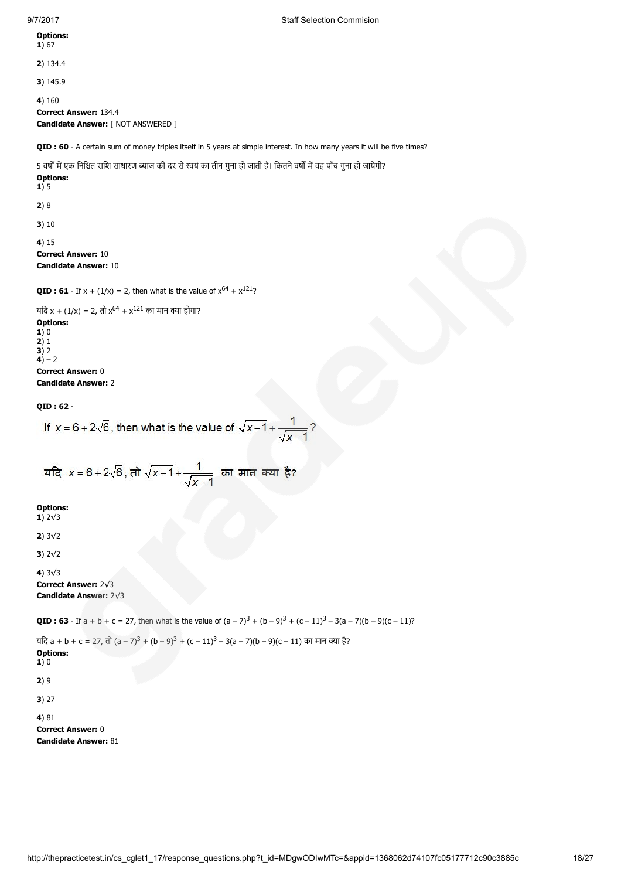**Options:**
**1**) 67

**2**) 134.4

**3**) 145.9

**4**) 160
**Correct Answer:** 134.4
**Candidate Answer:** [ NOT ANSWERED ]

**QID : 60** - A certain sum of money triples itself in 5 years at simple interest. In how many years it will be five times?

5 वर्षों में एक निश्चित राशि साधारण ब्याज की दर से स्वयं का तीन गुना हो जाती है। कितने वर्षों में वह पाँच गुना हो जायेगी?
**Options:**
**1**) 5

**2**) 8

**3**) 10

**4**) 15
**Correct Answer:** 10
**Candidate Answer:** 10

**QID : 61** - If $x + (1/x) = 2$, then what is the value of $x^{64} + x^{121}$?

यदि $x + (1/x) = 2$, तो $x^{64} + x^{121}$ का मान क्या होगा?
**Options:**
**1**) 0
**2**) 1
**3**) 2
**4**) – 2
**Correct Answer:** 0
**Candidate Answer:** 2

**QID : 62** -

If $x = 6 + 2\sqrt{6}$, then what is the value of $\sqrt{x-1} + \frac{1}{\sqrt{x-1}}$?

यदि $x = 6 + 2\sqrt{6}$, तो $\sqrt{x-1} + \frac{1}{\sqrt{x-1}}$ का मान क्या है?

**Options:**
**1**) $2\sqrt{3}$

**2**) $3\sqrt{2}$

**3**) $2\sqrt{2}$

**4**) $3\sqrt{3}$
**Correct Answer:** $2\sqrt{3}$
**Candidate Answer:** $2\sqrt{3}$

**QID : 63** - If $a + b + c = 27$, then what is the value of $(a - 7)^3 + (b - 9)^3 + (c - 11)^3 - 3(a - 7)(b - 9)(c - 11)$?

यदि $a + b + c = 27$, तो $(a - 7)^3 + (b - 9)^3 + (c - 11)^3 - 3(a - 7)(b - 9)(c - 11)$ का मान क्या है?
**Options:**
**1**) 0

**2**) 9

**3**) 27

**4**) 81
**Correct Answer:** 0
**Candidate Answer:** 81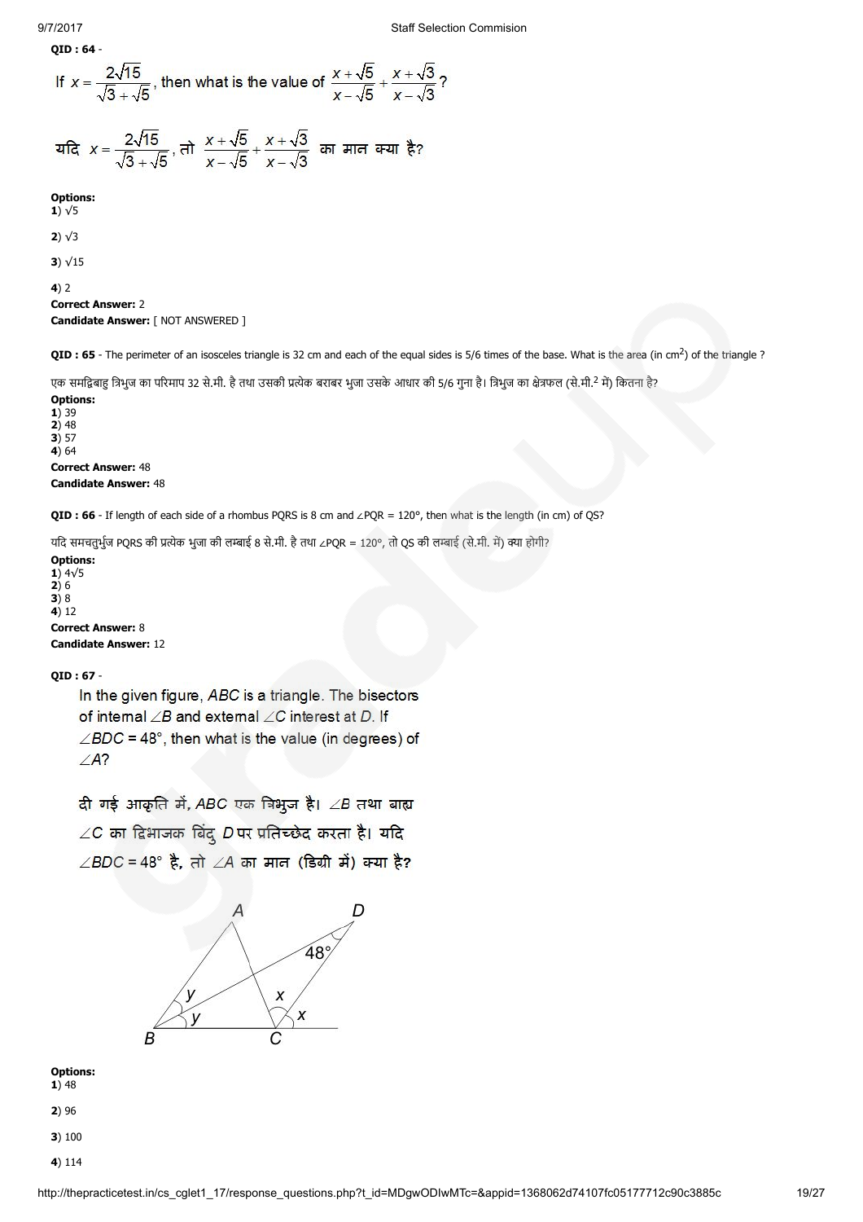**QID : 64** -

If $x = \frac{2\sqrt{15}}{\sqrt{3}+\sqrt{5}}$, then what is the value of $\frac{x+\sqrt{5}}{x-\sqrt{5}} + \frac{x+\sqrt{3}}{x-\sqrt{3}}$?

यदि $x = \frac{2\sqrt{15}}{\sqrt{3}+\sqrt{5}}$, तो $\frac{x+\sqrt{5}}{x-\sqrt{5}} + \frac{x+\sqrt{3}}{x-\sqrt{3}}$ का मान क्या है?

**Options:**
**1**) √5

**2**) √3

**3**) √15

**4**) 2

**Correct Answer:** 2
**Candidate Answer:** [ NOT ANSWERED ]

**QID : 65** - The perimeter of an isosceles triangle is 32 cm and each of the equal sides is 5/6 times of the base. What is the area (in cm$^2$) of the triangle ?

एक समद्विबाहु त्रिभुज का परिमाप 32 से.मी. है तथा उसकी प्रत्येक बराबर भुजा उसके आधार की 5/6 गुना है। त्रिभुज का क्षेत्रफल (से.मी.$^2$ में) कितना है?

**Options:**
**1**) 39
**2**) 48
**3**) 57
**4**) 64

**Correct Answer:** 48
**Candidate Answer:** 48

**QID : 66** - If length of each side of a rhombus PQRS is 8 cm and ∠PQR = 120°, then what is the length (in cm) of QS?

यदि समचतुर्भुज PQRS की प्रत्येक भुजा की लम्बाई 8 से.मी. है तथा ∠PQR = 120°, तो QS की लम्बाई (से.मी. में) क्या होगी?

**Options:**
**1**) 4√5
**2**) 6
**3**) 8
**4**) 12

**Correct Answer:** 8
**Candidate Answer:** 12

**QID : 67** -

In the given figure, ABC is a triangle. The bisectors of internal ∠B and external ∠C interest at D. If ∠BDC = 48°, then what is the value (in degrees) of ∠A?

दी गई आकृति में, ABC एक त्रिभुज है। ∠B तथा बाह्य ∠C का द्विभाजक बिंदु D पर प्रतिच्छेद करता है। यदि ∠BDC = 48° है, तो ∠A का मान (डिग्री में) क्या है?

**Options:**
**1**) 48

**2**) 96

**3**) 100

**4**) 114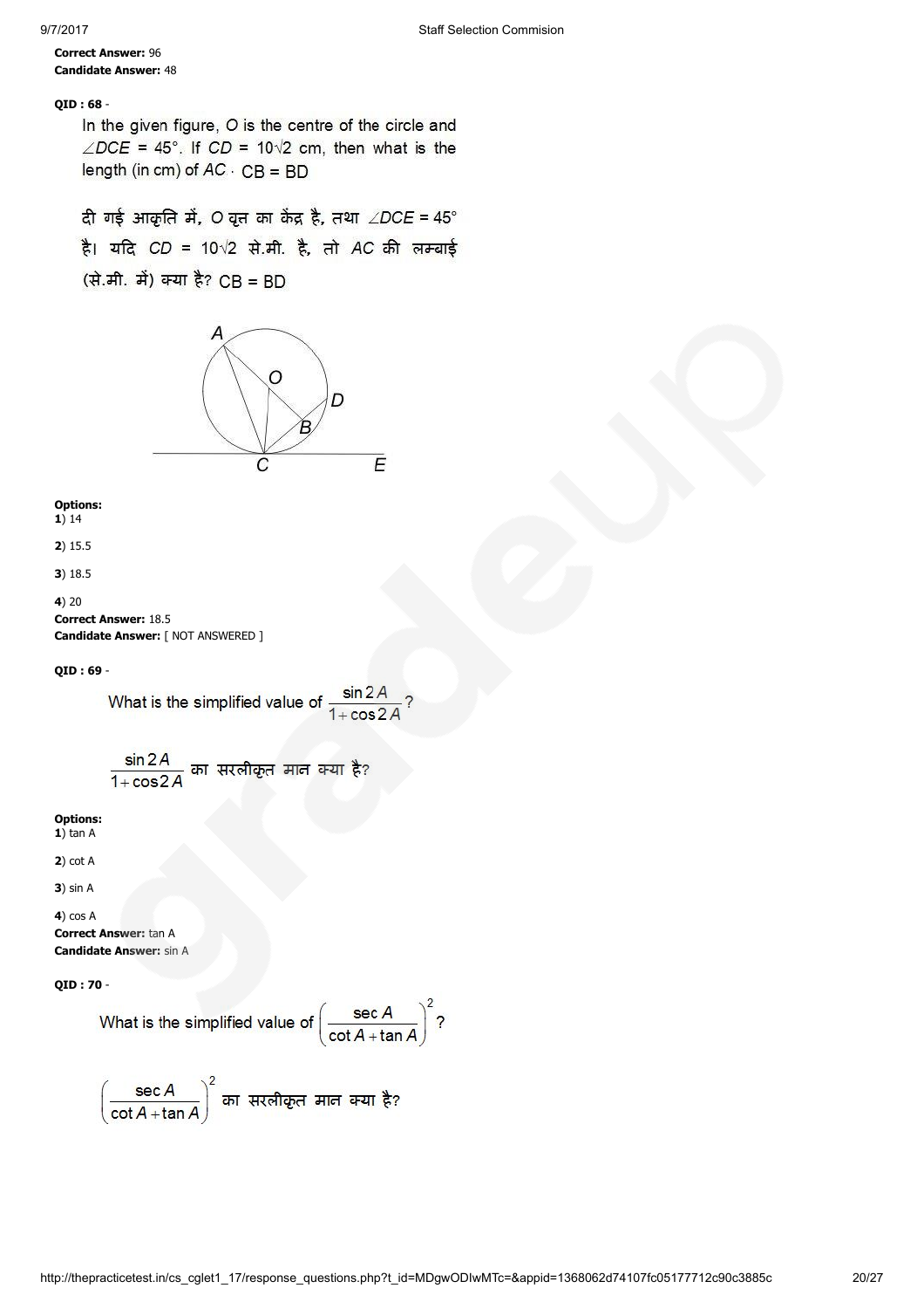**Correct Answer:** 96
**Candidate Answer:** 48

**QID : 68** -

In the given figure, $O$ is the centre of the circle and $\angle DCE = 45°$. If $CD = 10\sqrt{2}$ cm, then what is the length (in cm) of $AC$ . CB = BD

दी गई आकृति में, $O$ वृत्त का केंद्र है, तथा $\angle DCE = 45°$ है। यदि $CD = 10\sqrt{2}$ से.मी. है, तो $AC$ की लम्बाई (से.मी. में) क्या है? CB = BD

**Options:**
**1**) 14

**2**) 15.5

**3**) 18.5

**4**) 20

**Correct Answer:** 18.5
**Candidate Answer:** [ NOT ANSWERED ]

**QID : 69** -

What is the simplified value of $\frac{\sin 2A}{1+\cos 2A}$?

$\frac{\sin 2A}{1+\cos 2A}$ का सरलीकृत मान क्या है?

**Options:**
**1**) tan A

**2**) cot A

**3**) sin A

**4**) cos A

**Correct Answer:** tan A
**Candidate Answer:** sin A

**QID : 70** -

What is the simplified value of $\left(\frac{\sec A}{\cot A+\tan A}\right)^2$?

$\left(\frac{\sec A}{\cot A+\tan A}\right)^2$ का सरलीकृत मान क्या है?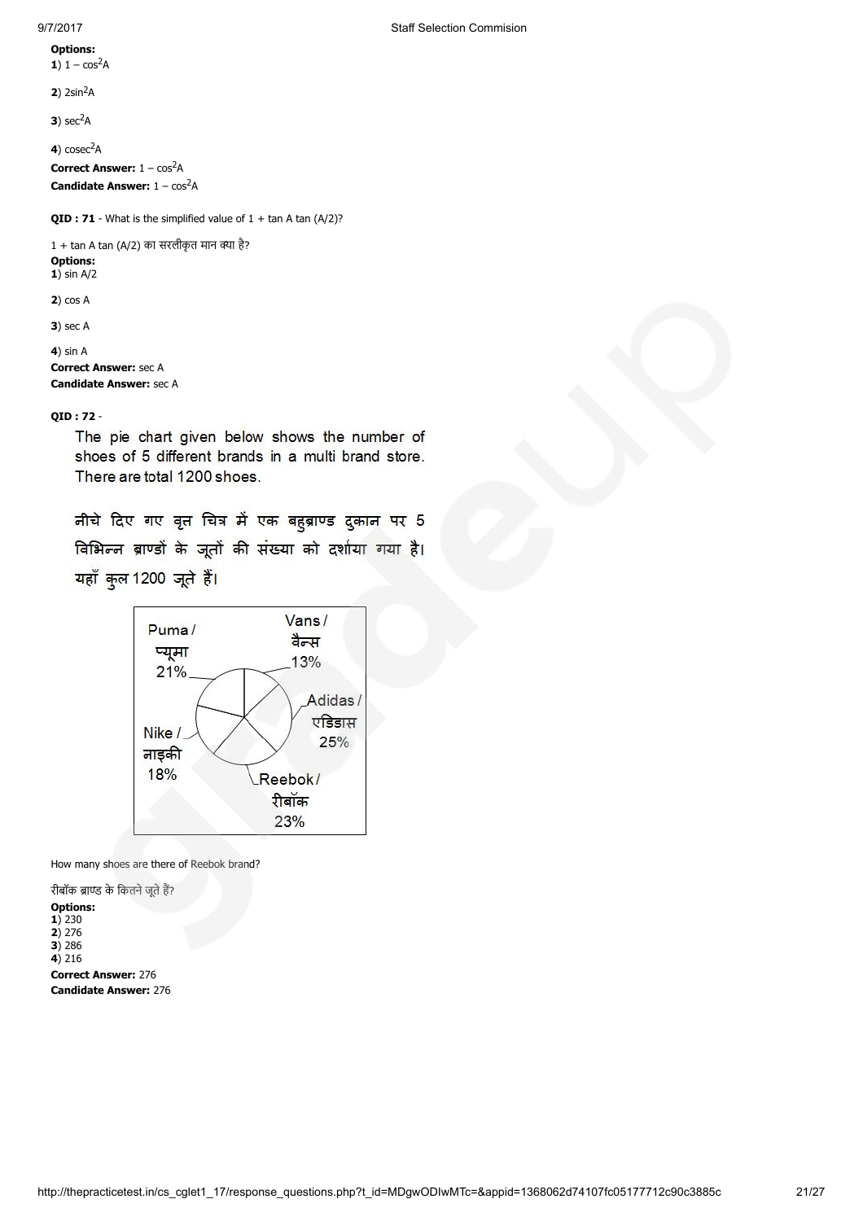**Options:**

**1**) $1 - \cos^2 A$

**2**) $2\sin^2 A$

**3**) $\sec^2 A$

**4**) $\text{cosec}^2 A$

**Correct Answer:** $1 - \cos^2 A$

**Candidate Answer:** $1 - \cos^2 A$

**QID : 71** - What is the simplified value of $1 + \tan A \tan (A/2)$?

$1 + \tan A \tan (A/2)$ का सरलीकृत मान क्या है?

**Options:**

**1**) $\sin A/2$

**2**) $\cos A$

**3**) $\sec A$

**4**) $\sin A$

**Correct Answer:** $\sec A$

**Candidate Answer:** $\sec A$

**QID : 72** -

The pie chart given below shows the number of shoes of 5 different brands in a multi brand store. There are total 1200 shoes.

नीचे दिए गए वृत्त चित्र में एक बहुब्राण्ड दुकान पर 5 विभिन्न ब्राण्डों के जूतों की संख्या को दर्शाया गया है। यहाँ कुल 1200 जूते हैं।

| Brand | Percentage |
| --- | --- |
| Puma / प्यूमा | 21% |
| Vans / वैन्स | 13% |
| Adidas / एडिडास | 25% |
| Reebok / रीबॉक | 23% |
| Nike / नाइकी | 18% |

How many shoes are there of Reebok brand?

रीबॉक ब्राण्ड के कितने जूते हैं?

**Options:**

**1**) 230

**2**) 276

**3**) 286

**4**) 216

**Correct Answer:** 276

**Candidate Answer:** 276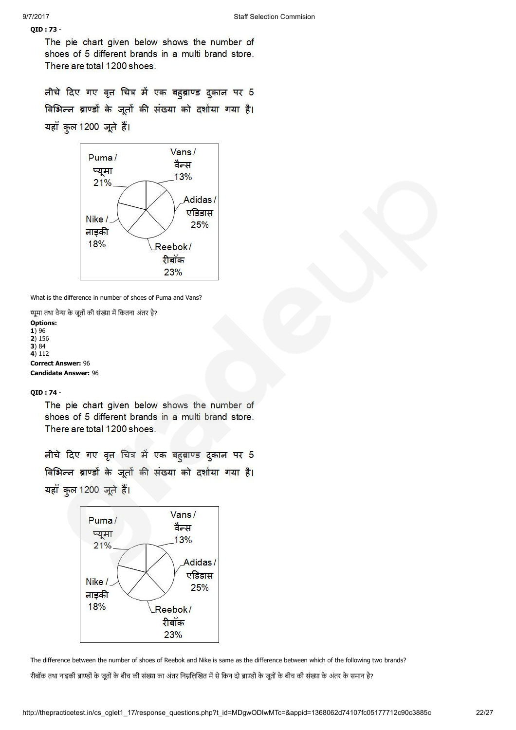**QID : 73** -

The pie chart given below shows the number of shoes of 5 different brands in a multi brand store. There are total 1200 shoes.

नीचे दिए गए वृत्त चित्र में एक बहुब्राण्ड दुकान पर 5 विभिन्न ब्राण्डों के जूतों की संख्या को दर्शाया गया है। यहाँ कुल 1200 जूते हैं।

Puma / प्यूमा 21%
Vans / वैन्स 13%
Adidas / एडिडास 25%
Reebok / रीबॉक 23%
Nike / नाइकी 18%

What is the difference in number of shoes of Puma and Vans?

प्यूमा तथा वैन्स के जूतों की संख्या में कितना अंतर है?

**Options:**
**1**) 96
**2**) 156
**3**) 84
**4**) 112

**Correct Answer:** 96
**Candidate Answer:** 96

**QID : 74** -

The pie chart given below shows the number of shoes of 5 different brands in a multi brand store. There are total 1200 shoes.

नीचे दिए गए वृत्त चित्र में एक बहुब्राण्ड दुकान पर 5 विभिन्न ब्राण्डों के जूतों की संख्या को दर्शाया गया है। यहाँ कुल 1200 जूते हैं।

Puma / प्यूमा 21%
Vans / वैन्स 13%
Adidas / एडिडास 25%
Reebok / रीबॉक 23%
Nike / नाइकी 18%

The difference between the number of shoes of Reebok and Nike is same as the difference between which of the following two brands?

रीबॉक तथा नाइकी ब्राण्डों के जूतों के बीच की संख्या का अंतर निम्नलिखित में से किन दो ब्राण्डों के जूतों के बीच की संख्या के अंतर के समान है?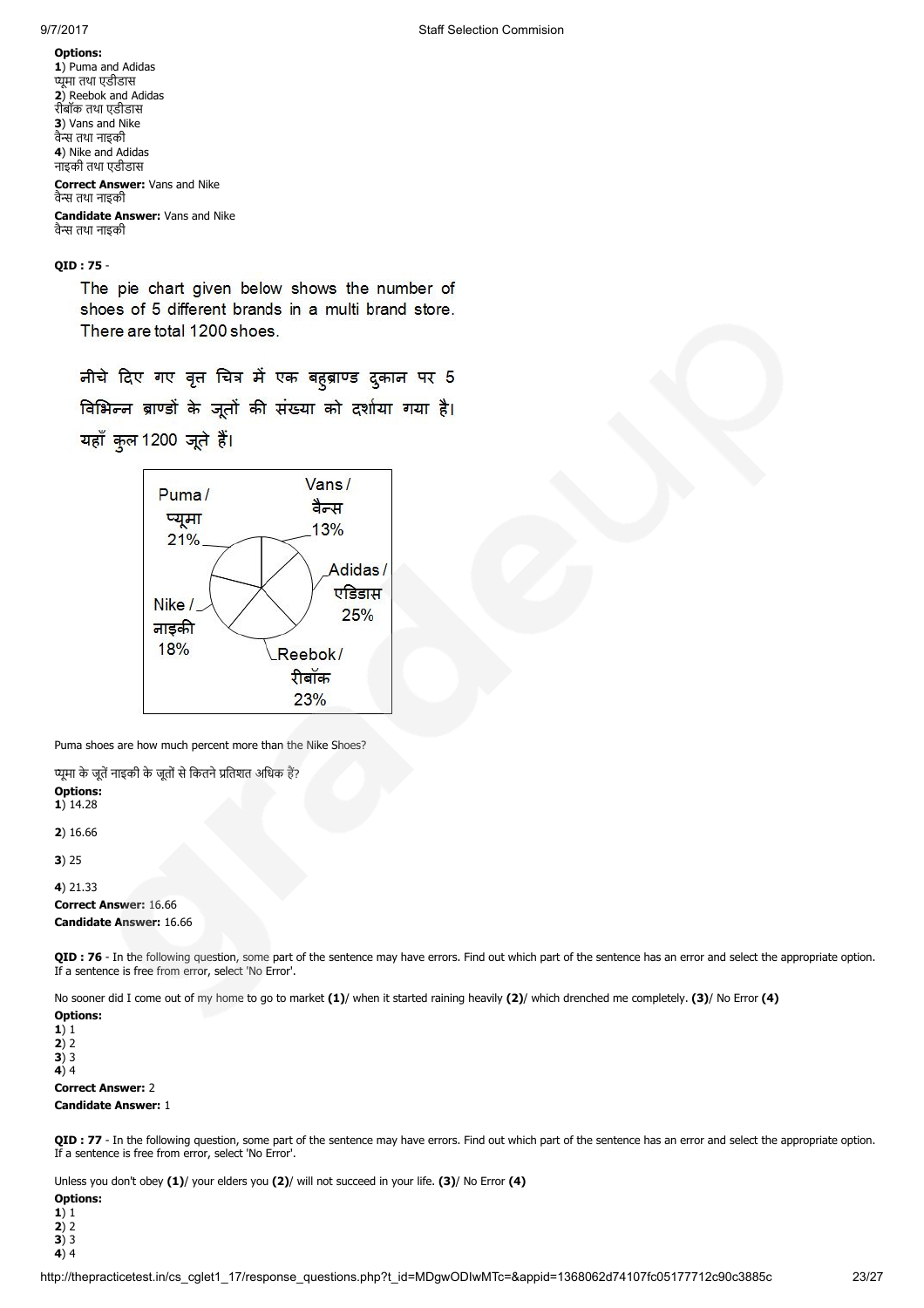**Options:**
**1**) Puma and Adidas
प्यूमा तथा एडीडास
**2**) Reebok and Adidas
रीबॉक तथा एडीडास
**3**) Vans and Nike
वैन्स तथा नाइकी
**4**) Nike and Adidas
नाइकी तथा एडीडास

**Correct Answer:** Vans and Nike
वैन्स तथा नाइकी

**Candidate Answer:** Vans and Nike
वैन्स तथा नाइकी

**QID : 75** -

The pie chart given below shows the number of shoes of 5 different brands in a multi brand store. There are total 1200 shoes.

नीचे दिए गए वृत्त चित्र में एक बहुब्राण्ड दुकान पर 5 विभिन्न ब्राण्डों के जूतों की संख्या को दर्शाया गया है। यहाँ कुल 1200 जूते हैं।

| Brand | Percentage |
| --- | --- |
| Puma / प्यूमा | 21% |
| Vans / वैन्स | 13% |
| Adidas / एडिडास | 25% |
| Reebok / रीबॉक | 23% |
| Nike / नाइकी | 18% |

Puma shoes are how much percent more than the Nike Shoes?

प्यूमा के जूतें नाइकी के जूतों से कितने प्रतिशत अधिक हैं?

**Options:**
**1**) 14.28

**2**) 16.66

**3**) 25

**4**) 21.33

**Correct Answer:** 16.66
**Candidate Answer:** 16.66

**QID : 76** - In the following question, some part of the sentence may have errors. Find out which part of the sentence has an error and select the appropriate option. If a sentence is free from error, select 'No Error'.

No sooner did I come out of my home to go to market **(1)**/ when it started raining heavily **(2)**/ which drenched me completely. **(3)**/ No Error **(4)**

**Options:**
**1**) 1
**2**) 2
**3**) 3
**4**) 4

**Correct Answer:** 2
**Candidate Answer:** 1

**QID : 77** - In the following question, some part of the sentence may have errors. Find out which part of the sentence has an error and select the appropriate option. If a sentence is free from error, select 'No Error'.

Unless you don't obey **(1)**/ your elders you **(2)**/ will not succeed in your life. **(3)**/ No Error **(4)**

**Options:**
**1**) 1
**2**) 2
**3**) 3
**4**) 4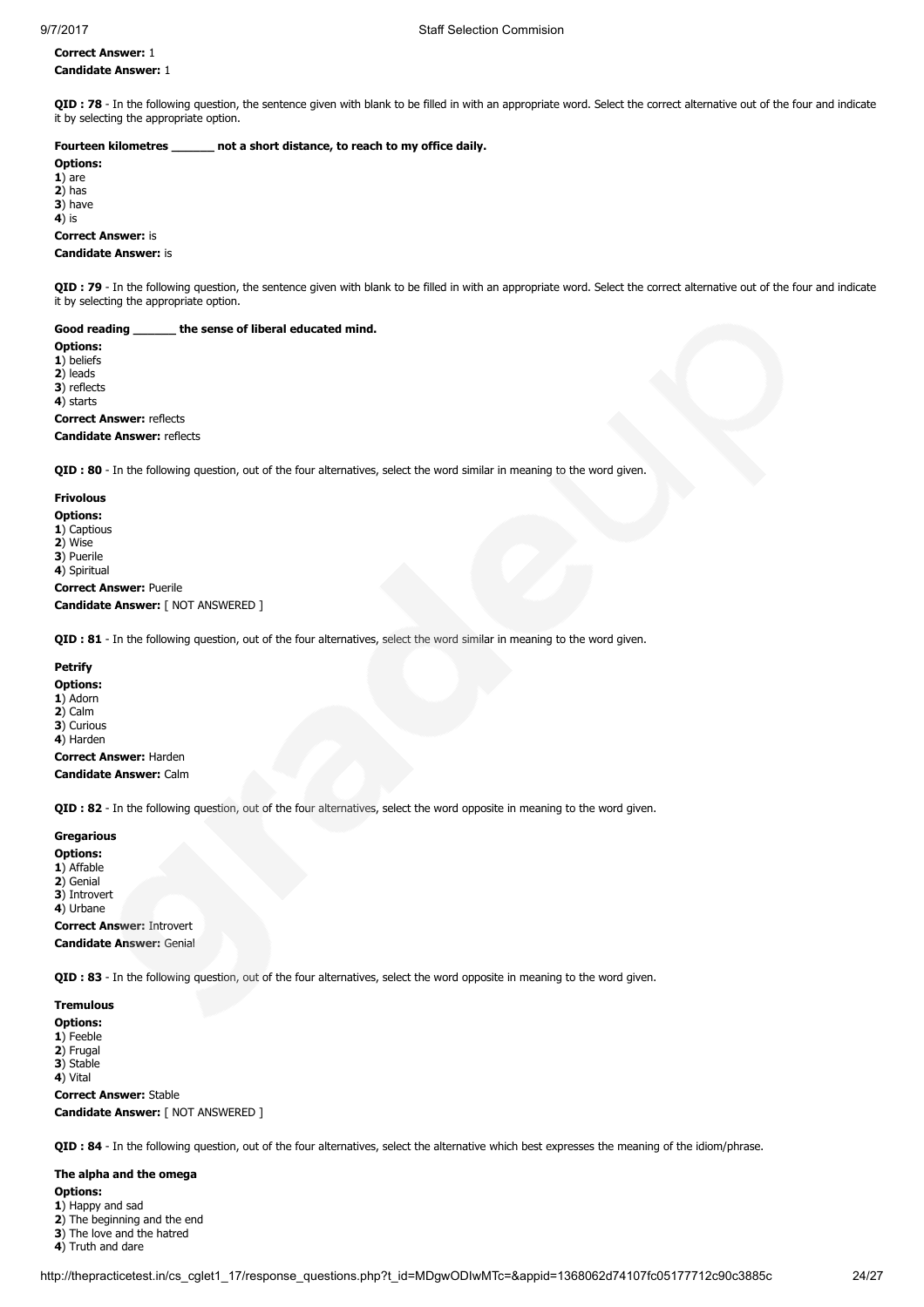**Correct Answer:** 1

**Candidate Answer:** 1

**QID : 78** - In the following question, the sentence given with blank to be filled in with an appropriate word. Select the correct alternative out of the four and indicate it by selecting the appropriate option.

**Fourteen kilometres ______ not a short distance, to reach to my office daily.**

**Options:**
**1**) are
**2**) has
**3**) have
**4**) is

**Correct Answer:** is

**Candidate Answer:** is

**QID : 79** - In the following question, the sentence given with blank to be filled in with an appropriate word. Select the correct alternative out of the four and indicate it by selecting the appropriate option.

**Good reading ______ the sense of liberal educated mind.**

**Options:**
**1**) beliefs
**2**) leads
**3**) reflects
**4**) starts

**Correct Answer:** reflects

**Candidate Answer:** reflects

**QID : 80** - In the following question, out of the four alternatives, select the word similar in meaning to the word given.

**Frivolous**

**Options:**
**1**) Captious
**2**) Wise
**3**) Puerile
**4**) Spiritual

**Correct Answer:** Puerile

**Candidate Answer:** [ NOT ANSWERED ]

**QID : 81** - In the following question, out of the four alternatives, select the word similar in meaning to the word given.

**Petrify**

**Options:**
**1**) Adorn
**2**) Calm
**3**) Curious
**4**) Harden

**Correct Answer:** Harden

**Candidate Answer:** Calm

**QID : 82** - In the following question, out of the four alternatives, select the word opposite in meaning to the word given.

**Gregarious**

**Options:**
**1**) Affable
**2**) Genial
**3**) Introvert
**4**) Urbane

**Correct Answer:** Introvert

**Candidate Answer:** Genial

**QID : 83** - In the following question, out of the four alternatives, select the word opposite in meaning to the word given.

**Tremulous**

**Options:**
**1**) Feeble
**2**) Frugal
**3**) Stable
**4**) Vital

**Correct Answer:** Stable

**Candidate Answer:** [ NOT ANSWERED ]

**QID : 84** - In the following question, out of the four alternatives, select the alternative which best expresses the meaning of the idiom/phrase.

**The alpha and the omega**

**Options:**
**1**) Happy and sad
**2**) The beginning and the end
**3**) The love and the hatred
**4**) Truth and dare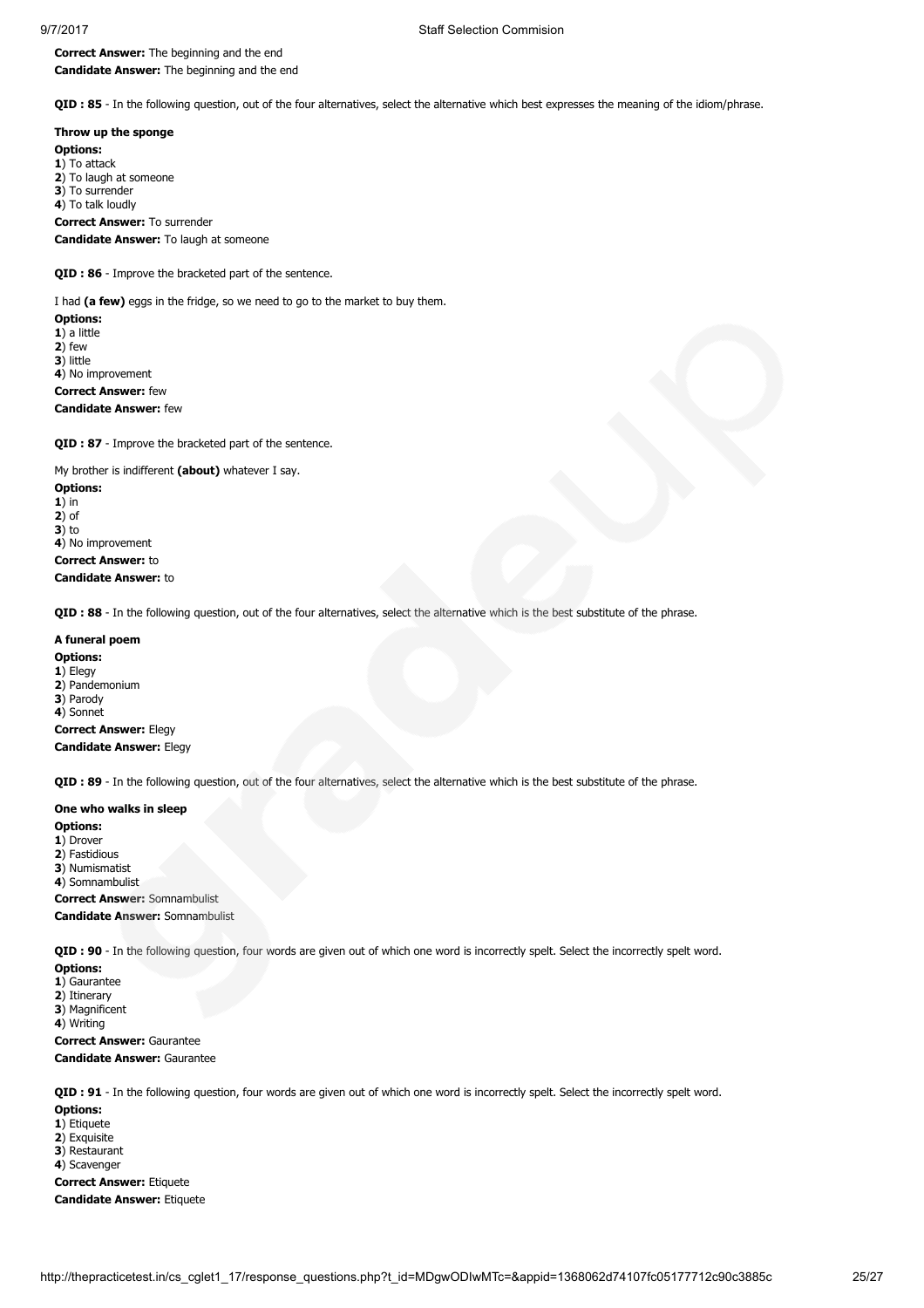**Correct Answer:** The beginning and the end
**Candidate Answer:** The beginning and the end

**QID : 85** - In the following question, out of the four alternatives, select the alternative which best expresses the meaning of the idiom/phrase.

**Throw up the sponge**

**Options:**
**1**) To attack
**2**) To laugh at someone
**3**) To surrender
**4**) To talk loudly

**Correct Answer:** To surrender
**Candidate Answer:** To laugh at someone

**QID : 86** - Improve the bracketed part of the sentence.

I had **(a few)** eggs in the fridge, so we need to go to the market to buy them.

**Options:**
**1**) a little
**2**) few
**3**) little
**4**) No improvement

**Correct Answer:** few
**Candidate Answer:** few

**QID : 87** - Improve the bracketed part of the sentence.

My brother is indifferent **(about)** whatever I say.

**Options:**
**1**) in
**2**) of
**3**) to
**4**) No improvement

**Correct Answer:** to
**Candidate Answer:** to

**QID : 88** - In the following question, out of the four alternatives, select the alternative which is the best substitute of the phrase.

**A funeral poem**

**Options:**
**1**) Elegy
**2**) Pandemonium
**3**) Parody
**4**) Sonnet

**Correct Answer:** Elegy
**Candidate Answer:** Elegy

**QID : 89** - In the following question, out of the four alternatives, select the alternative which is the best substitute of the phrase.

**One who walks in sleep**

**Options:**
**1**) Drover
**2**) Fastidious
**3**) Numismatist
**4**) Somnambulist

**Correct Answer:** Somnambulist
**Candidate Answer:** Somnambulist

**QID : 90** - In the following question, four words are given out of which one word is incorrectly spelt. Select the incorrectly spelt word.

**Options:**
**1**) Gaurantee
**2**) Itinerary
**3**) Magnificent
**4**) Writing

**Correct Answer:** Gaurantee
**Candidate Answer:** Gaurantee

**QID : 91** - In the following question, four words are given out of which one word is incorrectly spelt. Select the incorrectly spelt word.

**Options:**
**1**) Etiquete
**2**) Exquisite
**3**) Restaurant
**4**) Scavenger

**Correct Answer:** Etiquete
**Candidate Answer:** Etiquete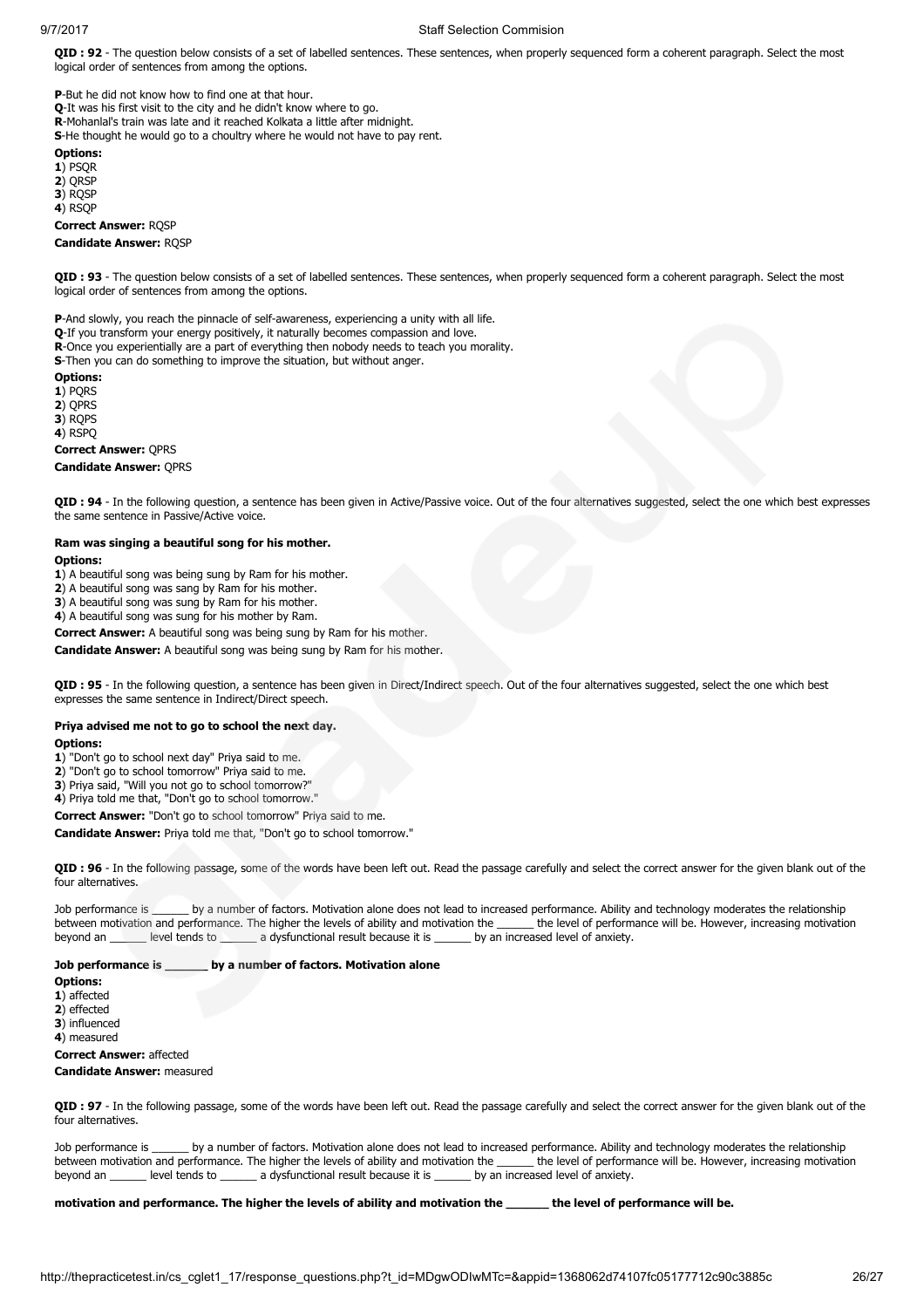**QID : 92** - The question below consists of a set of labelled sentences. These sentences, when properly sequenced form a coherent paragraph. Select the most logical order of sentences from among the options.

**P**-But he did not know how to find one at that hour.
**Q**-It was his first visit to the city and he didn't know where to go.
**R**-Mohanlal's train was late and it reached Kolkata a little after midnight.
**S**-He thought he would go to a choultry where he would not have to pay rent.

**Options:**
**1**) PSQR
**2**) QRSP
**3**) RQSP
**4**) RSQP

**Correct Answer:** RQSP

**Candidate Answer:** RQSP

**QID : 93** - The question below consists of a set of labelled sentences. These sentences, when properly sequenced form a coherent paragraph. Select the most logical order of sentences from among the options.

**P**-And slowly, you reach the pinnacle of self-awareness, experiencing a unity with all life.
**Q**-If you transform your energy positively, it naturally becomes compassion and love.
**R**-Once you experientially are a part of everything then nobody needs to teach you morality.
**S**-Then you can do something to improve the situation, but without anger.

**Options:**
**1**) PQRS
**2**) QPRS
**3**) RQPS
**4**) RSPQ

**Correct Answer:** QPRS

**Candidate Answer:** QPRS

**QID : 94** - In the following question, a sentence has been given in Active/Passive voice. Out of the four alternatives suggested, select the one which best expresses the same sentence in Passive/Active voice.

**Ram was singing a beautiful song for his mother.**

**Options:**
**1**) A beautiful song was being sung by Ram for his mother.
**2**) A beautiful song was sang by Ram for his mother.
**3**) A beautiful song was sung by Ram for his mother.
**4**) A beautiful song was sung for his mother by Ram.

**Correct Answer:** A beautiful song was being sung by Ram for his mother.

**Candidate Answer:** A beautiful song was being sung by Ram for his mother.

**QID : 95** - In the following question, a sentence has been given in Direct/Indirect speech. Out of the four alternatives suggested, select the one which best expresses the same sentence in Indirect/Direct speech.

**Priya advised me not to go to school the next day.**

**Options:**
**1**) "Don't go to school next day" Priya said to me.
**2**) "Don't go to school tomorrow" Priya said to me.
**3**) Priya said, "Will you not go to school tomorrow?"
**4**) Priya told me that, "Don't go to school tomorrow."

**Correct Answer:** "Don't go to school tomorrow" Priya said to me.

**Candidate Answer:** Priya told me that, "Don't go to school tomorrow."

**QID : 96** - In the following passage, some of the words have been left out. Read the passage carefully and select the correct answer for the given blank out of the four alternatives.

Job performance is ______ by a number of factors. Motivation alone does not lead to increased performance. Ability and technology moderates the relationship between motivation and performance. The higher the levels of ability and motivation the ______ the level of performance will be. However, increasing motivation beyond an ______ level tends to ______ a dysfunctional result because it is ______ by an increased level of anxiety.

**Job performance is ______ by a number of factors. Motivation alone**

**Options:**
**1**) affected
**2**) effected
**3**) influenced
**4**) measured

**Correct Answer:** affected

**Candidate Answer:** measured

**QID : 97** - In the following passage, some of the words have been left out. Read the passage carefully and select the correct answer for the given blank out of the four alternatives.

Job performance is ______ by a number of factors. Motivation alone does not lead to increased performance. Ability and technology moderates the relationship between motivation and performance. The higher the levels of ability and motivation the ______ the level of performance will be. However, increasing motivation beyond an ______ level tends to ______ a dysfunctional result because it is ______ by an increased level of anxiety.

**motivation and performance. The higher the levels of ability and motivation the ______ the level of performance will be.**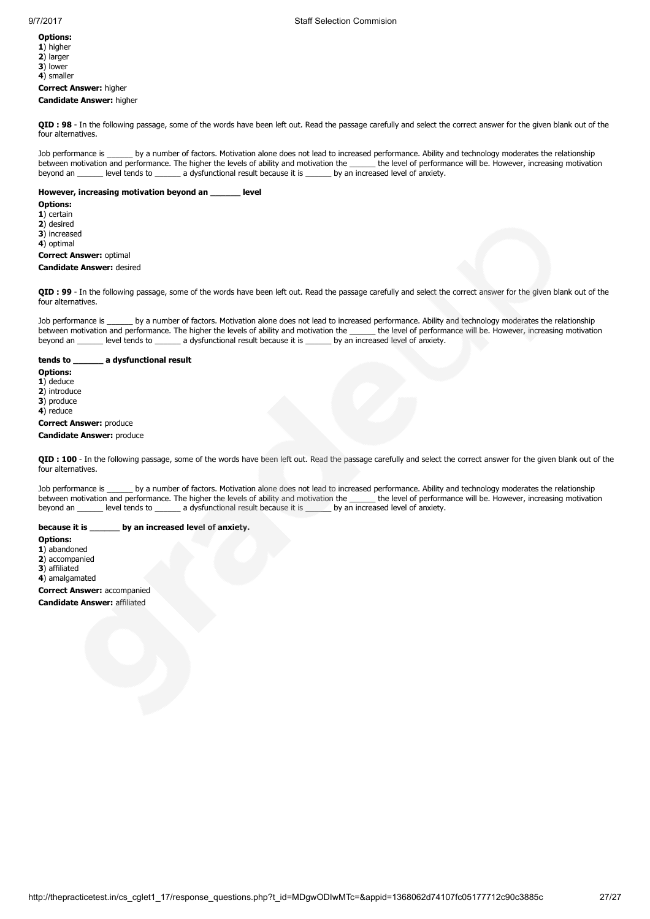**Options:**
**1**) higher
**2**) larger
**3**) lower
**4**) smaller

**Correct Answer:** higher

**Candidate Answer:** higher

**QID : 98** - In the following passage, some of the words have been left out. Read the passage carefully and select the correct answer for the given blank out of the four alternatives.

Job performance is ______ by a number of factors. Motivation alone does not lead to increased performance. Ability and technology moderates the relationship between motivation and performance. The higher the levels of ability and motivation the ______ the level of performance will be. However, increasing motivation beyond an ______ level tends to ______ a dysfunctional result because it is ______ by an increased level of anxiety.

**However, increasing motivation beyond an ______ level**

**Options:**
**1**) certain
**2**) desired
**3**) increased
**4**) optimal

**Correct Answer:** optimal

**Candidate Answer:** desired

**QID : 99** - In the following passage, some of the words have been left out. Read the passage carefully and select the correct answer for the given blank out of the four alternatives.

Job performance is ______ by a number of factors. Motivation alone does not lead to increased performance. Ability and technology moderates the relationship between motivation and performance. The higher the levels of ability and motivation the ______ the level of performance will be. However, increasing motivation beyond an ______ level tends to ______ a dysfunctional result because it is ______ by an increased level of anxiety.

**tends to ______ a dysfunctional result**

**Options:**
**1**) deduce
**2**) introduce
**3**) produce
**4**) reduce

**Correct Answer:** produce

**Candidate Answer:** produce

**QID : 100** - In the following passage, some of the words have been left out. Read the passage carefully and select the correct answer for the given blank out of the four alternatives.

Job performance is ______ by a number of factors. Motivation alone does not lead to increased performance. Ability and technology moderates the relationship between motivation and performance. The higher the levels of ability and motivation the ______ the level of performance will be. However, increasing motivation beyond an ______ level tends to ______ a dysfunctional result because it is ______ by an increased level of anxiety.

**because it is ______ by an increased level of anxiety.**

**Options:**
**1**) abandoned
**2**) accompanied
**3**) affiliated
**4**) amalgamated

**Correct Answer:** accompanied

**Candidate Answer:** affiliated